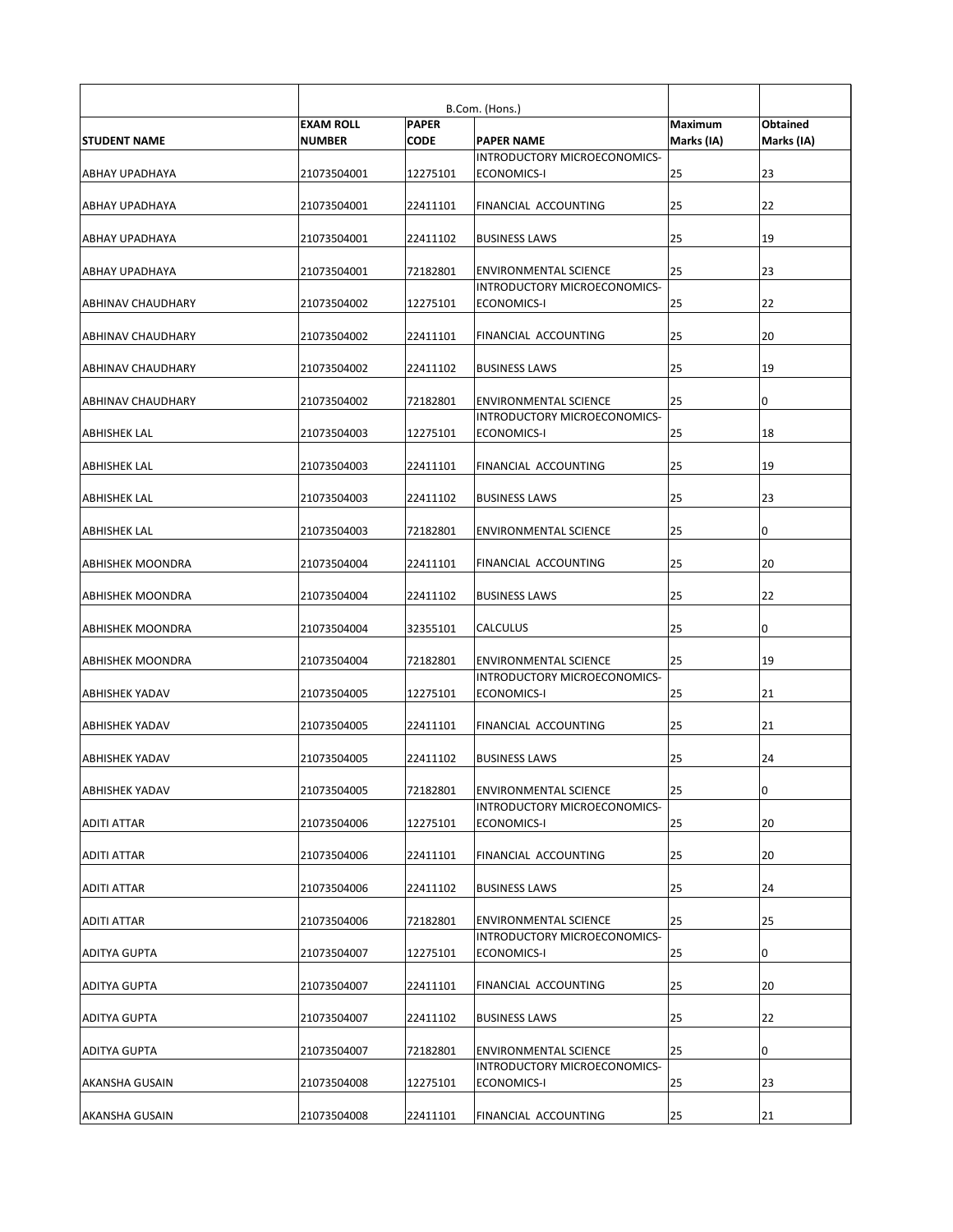| | B.Com. (Hons.) | | | | |
|---|---|---|---|---|---|
| **STUDENT NAME** | **EXAM ROLL NUMBER** | **PAPER CODE** | **PAPER NAME** | **Maximum Marks (IA)** | **Obtained Marks (IA)** |
| ABHAY UPADHAYA | 21073504001 | 12275101 | INTRODUCTORY MICROECONOMICS-ECONOMICS-I | 25 | 23 |
| ABHAY UPADHAYA | 21073504001 | 22411101 | FINANCIAL ACCOUNTING | 25 | 22 |
| ABHAY UPADHAYA | 21073504001 | 22411102 | BUSINESS LAWS | 25 | 19 |
| ABHAY UPADHAYA | 21073504001 | 72182801 | ENVIRONMENTAL SCIENCE | 25 | 23 |
| ABHINAV CHAUDHARY | 21073504002 | 12275101 | INTRODUCTORY MICROECONOMICS-ECONOMICS-I | 25 | 22 |
| ABHINAV CHAUDHARY | 21073504002 | 22411101 | FINANCIAL ACCOUNTING | 25 | 20 |
| ABHINAV CHAUDHARY | 21073504002 | 22411102 | BUSINESS LAWS | 25 | 19 |
| ABHINAV CHAUDHARY | 21073504002 | 72182801 | ENVIRONMENTAL SCIENCE | 25 | 0 |
| ABHISHEK LAL | 21073504003 | 12275101 | INTRODUCTORY MICROECONOMICS-ECONOMICS-I | 25 | 18 |
| ABHISHEK LAL | 21073504003 | 22411101 | FINANCIAL ACCOUNTING | 25 | 19 |
| ABHISHEK LAL | 21073504003 | 22411102 | BUSINESS LAWS | 25 | 23 |
| ABHISHEK LAL | 21073504003 | 72182801 | ENVIRONMENTAL SCIENCE | 25 | 0 |
| ABHISHEK MOONDRA | 21073504004 | 22411101 | FINANCIAL ACCOUNTING | 25 | 20 |
| ABHISHEK MOONDRA | 21073504004 | 22411102 | BUSINESS LAWS | 25 | 22 |
| ABHISHEK MOONDRA | 21073504004 | 32355101 | CALCULUS | 25 | 0 |
| ABHISHEK MOONDRA | 21073504004 | 72182801 | ENVIRONMENTAL SCIENCE | 25 | 19 |
| ABHISHEK YADAV | 21073504005 | 12275101 | INTRODUCTORY MICROECONOMICS-ECONOMICS-I | 25 | 21 |
| ABHISHEK YADAV | 21073504005 | 22411101 | FINANCIAL ACCOUNTING | 25 | 21 |
| ABHISHEK YADAV | 21073504005 | 22411102 | BUSINESS LAWS | 25 | 24 |
| ABHISHEK YADAV | 21073504005 | 72182801 | ENVIRONMENTAL SCIENCE | 25 | 0 |
| ADITI ATTAR | 21073504006 | 12275101 | INTRODUCTORY MICROECONOMICS-ECONOMICS-I | 25 | 20 |
| ADITI ATTAR | 21073504006 | 22411101 | FINANCIAL ACCOUNTING | 25 | 20 |
| ADITI ATTAR | 21073504006 | 22411102 | BUSINESS LAWS | 25 | 24 |
| ADITI ATTAR | 21073504006 | 72182801 | ENVIRONMENTAL SCIENCE | 25 | 25 |
| ADITYA GUPTA | 21073504007 | 12275101 | INTRODUCTORY MICROECONOMICS-ECONOMICS-I | 25 | 0 |
| ADITYA GUPTA | 21073504007 | 22411101 | FINANCIAL ACCOUNTING | 25 | 20 |
| ADITYA GUPTA | 21073504007 | 22411102 | BUSINESS LAWS | 25 | 22 |
| ADITYA GUPTA | 21073504007 | 72182801 | ENVIRONMENTAL SCIENCE | 25 | 0 |
| AKANSHA GUSAIN | 21073504008 | 12275101 | INTRODUCTORY MICROECONOMICS-ECONOMICS-I | 25 | 23 |
| AKANSHA GUSAIN | 21073504008 | 22411101 | FINANCIAL ACCOUNTING | 25 | 21 |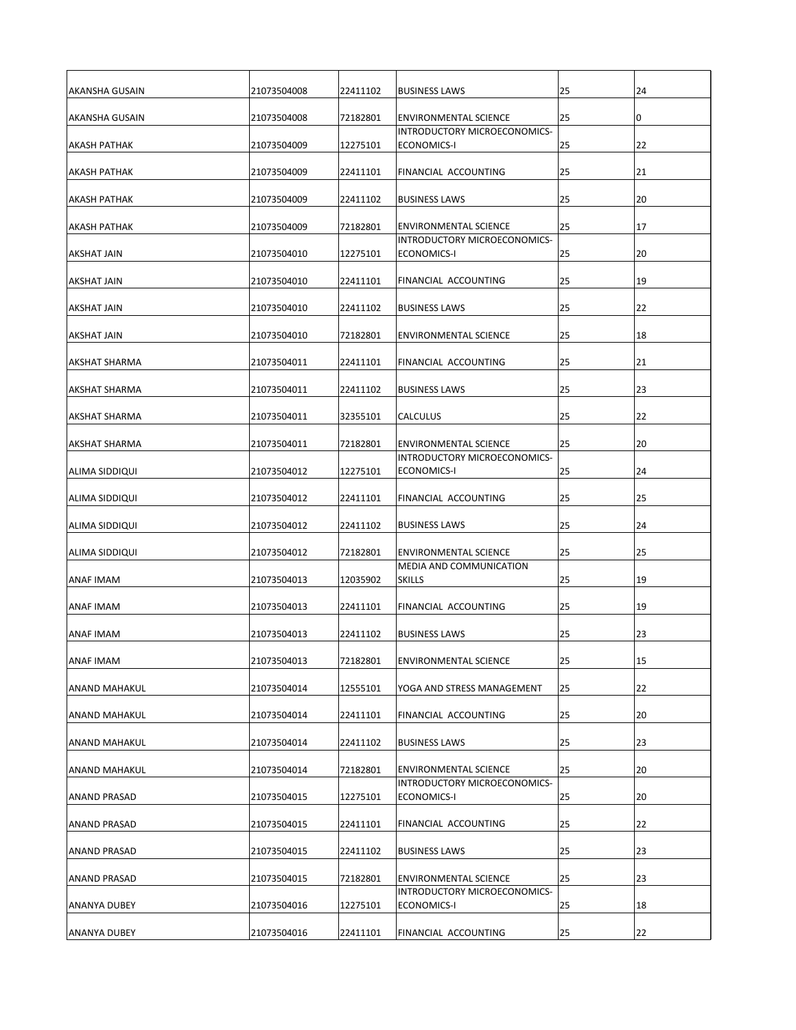| | | | | | |
|---|---|---|---|---|---|
| AKANSHA GUSAIN | 21073504008 | 22411102 | BUSINESS LAWS | 25 | 24 |
| AKANSHA GUSAIN | 21073504008 | 72182801 | ENVIRONMENTAL SCIENCE | 25 | 0 |
| AKASH PATHAK | 21073504009 | 12275101 | INTRODUCTORY MICROECONOMICS-ECONOMICS-I | 25 | 22 |
| AKASH PATHAK | 21073504009 | 22411101 | FINANCIAL ACCOUNTING | 25 | 21 |
| AKASH PATHAK | 21073504009 | 22411102 | BUSINESS LAWS | 25 | 20 |
| AKASH PATHAK | 21073504009 | 72182801 | ENVIRONMENTAL SCIENCE | 25 | 17 |
| AKSHAT JAIN | 21073504010 | 12275101 | INTRODUCTORY MICROECONOMICS-ECONOMICS-I | 25 | 20 |
| AKSHAT JAIN | 21073504010 | 22411101 | FINANCIAL ACCOUNTING | 25 | 19 |
| AKSHAT JAIN | 21073504010 | 22411102 | BUSINESS LAWS | 25 | 22 |
| AKSHAT JAIN | 21073504010 | 72182801 | ENVIRONMENTAL SCIENCE | 25 | 18 |
| AKSHAT SHARMA | 21073504011 | 22411101 | FINANCIAL ACCOUNTING | 25 | 21 |
| AKSHAT SHARMA | 21073504011 | 22411102 | BUSINESS LAWS | 25 | 23 |
| AKSHAT SHARMA | 21073504011 | 32355101 | CALCULUS | 25 | 22 |
| AKSHAT SHARMA | 21073504011 | 72182801 | ENVIRONMENTAL SCIENCE | 25 | 20 |
| ALIMA SIDDIQUI | 21073504012 | 12275101 | INTRODUCTORY MICROECONOMICS-ECONOMICS-I | 25 | 24 |
| ALIMA SIDDIQUI | 21073504012 | 22411101 | FINANCIAL ACCOUNTING | 25 | 25 |
| ALIMA SIDDIQUI | 21073504012 | 22411102 | BUSINESS LAWS | 25 | 24 |
| ALIMA SIDDIQUI | 21073504012 | 72182801 | ENVIRONMENTAL SCIENCE | 25 | 25 |
| ANAF IMAM | 21073504013 | 12035902 | MEDIA AND COMMUNICATION SKILLS | 25 | 19 |
| ANAF IMAM | 21073504013 | 22411101 | FINANCIAL ACCOUNTING | 25 | 19 |
| ANAF IMAM | 21073504013 | 22411102 | BUSINESS LAWS | 25 | 23 |
| ANAF IMAM | 21073504013 | 72182801 | ENVIRONMENTAL SCIENCE | 25 | 15 |
| ANAND MAHAKUL | 21073504014 | 12555101 | YOGA AND STRESS MANAGEMENT | 25 | 22 |
| ANAND MAHAKUL | 21073504014 | 22411101 | FINANCIAL ACCOUNTING | 25 | 20 |
| ANAND MAHAKUL | 21073504014 | 22411102 | BUSINESS LAWS | 25 | 23 |
| ANAND MAHAKUL | 21073504014 | 72182801 | ENVIRONMENTAL SCIENCE | 25 | 20 |
| ANAND PRASAD | 21073504015 | 12275101 | INTRODUCTORY MICROECONOMICS-ECONOMICS-I | 25 | 20 |
| ANAND PRASAD | 21073504015 | 22411101 | FINANCIAL ACCOUNTING | 25 | 22 |
| ANAND PRASAD | 21073504015 | 22411102 | BUSINESS LAWS | 25 | 23 |
| ANAND PRASAD | 21073504015 | 72182801 | ENVIRONMENTAL SCIENCE | 25 | 23 |
| ANANYA DUBEY | 21073504016 | 12275101 | INTRODUCTORY MICROECONOMICS-ECONOMICS-I | 25 | 18 |
| ANANYA DUBEY | 21073504016 | 22411101 | FINANCIAL ACCOUNTING | 25 | 22 |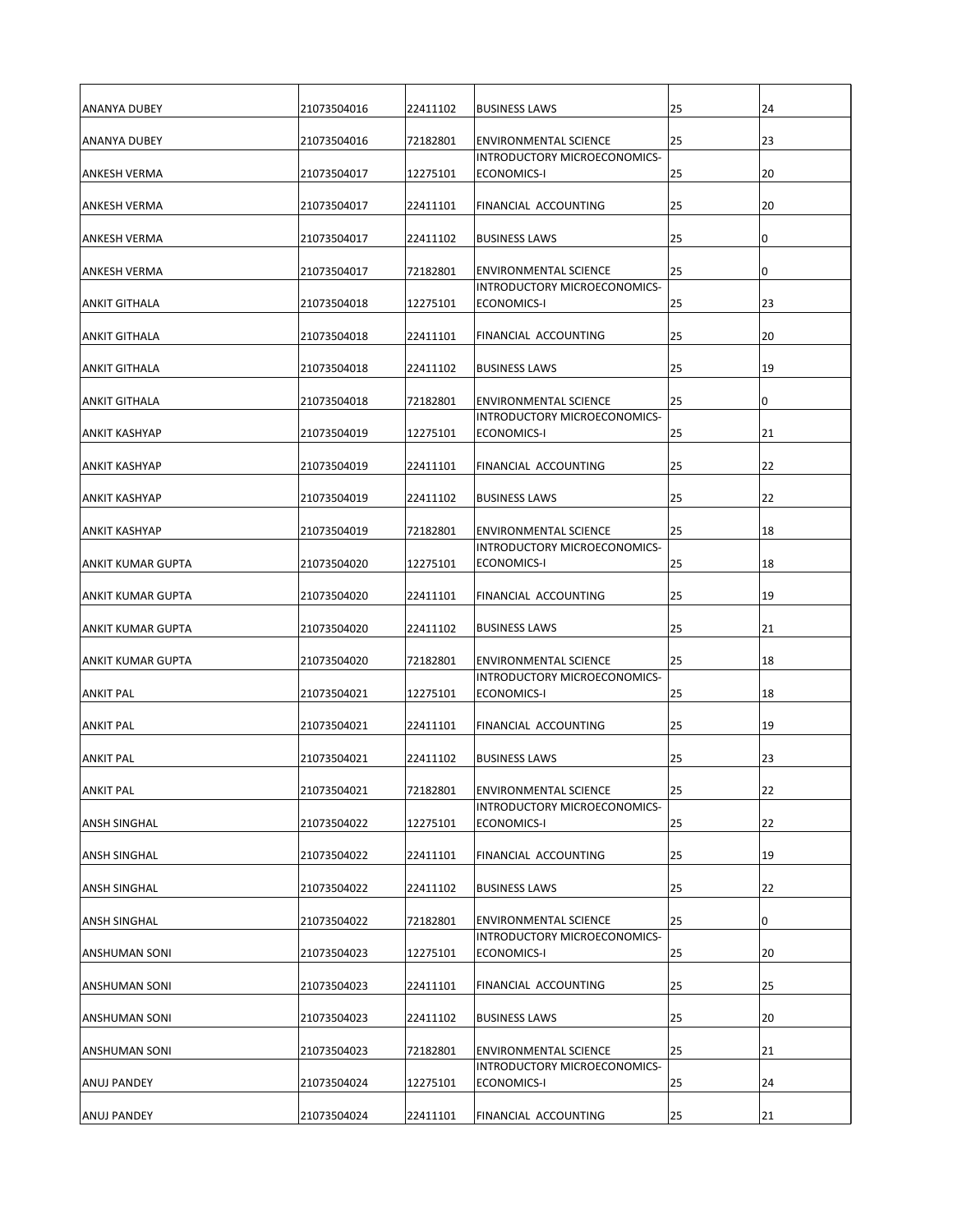| | | | | | |
|---|---|---|---|---|---|
| ANANYA DUBEY | 21073504016 | 22411102 | BUSINESS LAWS | 25 | 24 |
| ANANYA DUBEY | 21073504016 | 72182801 | ENVIRONMENTAL SCIENCE | 25 | 23 |
| ANKESH VERMA | 21073504017 | 12275101 | INTRODUCTORY MICROECONOMICS-ECONOMICS-I | 25 | 20 |
| ANKESH VERMA | 21073504017 | 22411101 | FINANCIAL ACCOUNTING | 25 | 20 |
| ANKESH VERMA | 21073504017 | 22411102 | BUSINESS LAWS | 25 | 0 |
| ANKESH VERMA | 21073504017 | 72182801 | ENVIRONMENTAL SCIENCE | 25 | 0 |
| ANKIT GITHALA | 21073504018 | 12275101 | INTRODUCTORY MICROECONOMICS-ECONOMICS-I | 25 | 23 |
| ANKIT GITHALA | 21073504018 | 22411101 | FINANCIAL ACCOUNTING | 25 | 20 |
| ANKIT GITHALA | 21073504018 | 22411102 | BUSINESS LAWS | 25 | 19 |
| ANKIT GITHALA | 21073504018 | 72182801 | ENVIRONMENTAL SCIENCE | 25 | 0 |
| ANKIT KASHYAP | 21073504019 | 12275101 | INTRODUCTORY MICROECONOMICS-ECONOMICS-I | 25 | 21 |
| ANKIT KASHYAP | 21073504019 | 22411101 | FINANCIAL ACCOUNTING | 25 | 22 |
| ANKIT KASHYAP | 21073504019 | 22411102 | BUSINESS LAWS | 25 | 22 |
| ANKIT KASHYAP | 21073504019 | 72182801 | ENVIRONMENTAL SCIENCE | 25 | 18 |
| ANKIT KUMAR GUPTA | 21073504020 | 12275101 | INTRODUCTORY MICROECONOMICS-ECONOMICS-I | 25 | 18 |
| ANKIT KUMAR GUPTA | 21073504020 | 22411101 | FINANCIAL ACCOUNTING | 25 | 19 |
| ANKIT KUMAR GUPTA | 21073504020 | 22411102 | BUSINESS LAWS | 25 | 21 |
| ANKIT KUMAR GUPTA | 21073504020 | 72182801 | ENVIRONMENTAL SCIENCE | 25 | 18 |
| ANKIT PAL | 21073504021 | 12275101 | INTRODUCTORY MICROECONOMICS-ECONOMICS-I | 25 | 18 |
| ANKIT PAL | 21073504021 | 22411101 | FINANCIAL ACCOUNTING | 25 | 19 |
| ANKIT PAL | 21073504021 | 22411102 | BUSINESS LAWS | 25 | 23 |
| ANKIT PAL | 21073504021 | 72182801 | ENVIRONMENTAL SCIENCE | 25 | 22 |
| ANSH SINGHAL | 21073504022 | 12275101 | INTRODUCTORY MICROECONOMICS-ECONOMICS-I | 25 | 22 |
| ANSH SINGHAL | 21073504022 | 22411101 | FINANCIAL ACCOUNTING | 25 | 19 |
| ANSH SINGHAL | 21073504022 | 22411102 | BUSINESS LAWS | 25 | 22 |
| ANSH SINGHAL | 21073504022 | 72182801 | ENVIRONMENTAL SCIENCE | 25 | 0 |
| ANSHUMAN SONI | 21073504023 | 12275101 | INTRODUCTORY MICROECONOMICS-ECONOMICS-I | 25 | 20 |
| ANSHUMAN SONI | 21073504023 | 22411101 | FINANCIAL ACCOUNTING | 25 | 25 |
| ANSHUMAN SONI | 21073504023 | 22411102 | BUSINESS LAWS | 25 | 20 |
| ANSHUMAN SONI | 21073504023 | 72182801 | ENVIRONMENTAL SCIENCE | 25 | 21 |
| ANUJ PANDEY | 21073504024 | 12275101 | INTRODUCTORY MICROECONOMICS-ECONOMICS-I | 25 | 24 |
| ANUJ PANDEY | 21073504024 | 22411101 | FINANCIAL ACCOUNTING | 25 | 21 |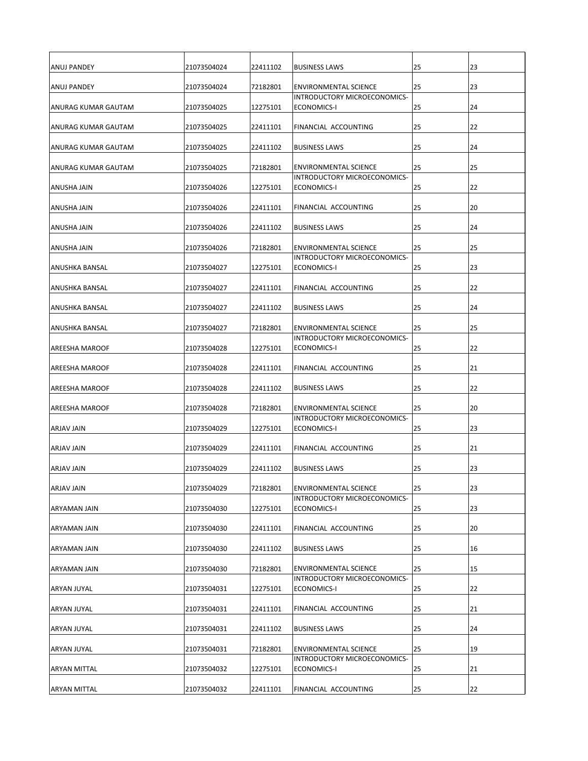| | | | | | |
|---|---|---|---|---|---|
| ANUJ PANDEY | 21073504024 | 22411102 | BUSINESS LAWS | 25 | 23 |
| ANUJ PANDEY | 21073504024 | 72182801 | ENVIRONMENTAL SCIENCE | 25 | 23 |
| ANURAG KUMAR GAUTAM | 21073504025 | 12275101 | INTRODUCTORY MICROECONOMICS-ECONOMICS-I | 25 | 24 |
| ANURAG KUMAR GAUTAM | 21073504025 | 22411101 | FINANCIAL ACCOUNTING | 25 | 22 |
| ANURAG KUMAR GAUTAM | 21073504025 | 22411102 | BUSINESS LAWS | 25 | 24 |
| ANURAG KUMAR GAUTAM | 21073504025 | 72182801 | ENVIRONMENTAL SCIENCE | 25 | 25 |
| ANUSHA JAIN | 21073504026 | 12275101 | INTRODUCTORY MICROECONOMICS-ECONOMICS-I | 25 | 22 |
| ANUSHA JAIN | 21073504026 | 22411101 | FINANCIAL ACCOUNTING | 25 | 20 |
| ANUSHA JAIN | 21073504026 | 22411102 | BUSINESS LAWS | 25 | 24 |
| ANUSHA JAIN | 21073504026 | 72182801 | ENVIRONMENTAL SCIENCE | 25 | 25 |
| ANUSHKA BANSAL | 21073504027 | 12275101 | INTRODUCTORY MICROECONOMICS-ECONOMICS-I | 25 | 23 |
| ANUSHKA BANSAL | 21073504027 | 22411101 | FINANCIAL ACCOUNTING | 25 | 22 |
| ANUSHKA BANSAL | 21073504027 | 22411102 | BUSINESS LAWS | 25 | 24 |
| ANUSHKA BANSAL | 21073504027 | 72182801 | ENVIRONMENTAL SCIENCE | 25 | 25 |
| AREESHA MAROOF | 21073504028 | 12275101 | INTRODUCTORY MICROECONOMICS-ECONOMICS-I | 25 | 22 |
| AREESHA MAROOF | 21073504028 | 22411101 | FINANCIAL ACCOUNTING | 25 | 21 |
| AREESHA MAROOF | 21073504028 | 22411102 | BUSINESS LAWS | 25 | 22 |
| AREESHA MAROOF | 21073504028 | 72182801 | ENVIRONMENTAL SCIENCE | 25 | 20 |
| ARJAV JAIN | 21073504029 | 12275101 | INTRODUCTORY MICROECONOMICS-ECONOMICS-I | 25 | 23 |
| ARJAV JAIN | 21073504029 | 22411101 | FINANCIAL ACCOUNTING | 25 | 21 |
| ARJAV JAIN | 21073504029 | 22411102 | BUSINESS LAWS | 25 | 23 |
| ARJAV JAIN | 21073504029 | 72182801 | ENVIRONMENTAL SCIENCE | 25 | 23 |
| ARYAMAN JAIN | 21073504030 | 12275101 | INTRODUCTORY MICROECONOMICS-ECONOMICS-I | 25 | 23 |
| ARYAMAN JAIN | 21073504030 | 22411101 | FINANCIAL ACCOUNTING | 25 | 20 |
| ARYAMAN JAIN | 21073504030 | 22411102 | BUSINESS LAWS | 25 | 16 |
| ARYAMAN JAIN | 21073504030 | 72182801 | ENVIRONMENTAL SCIENCE | 25 | 15 |
| ARYAN JUYAL | 21073504031 | 12275101 | INTRODUCTORY MICROECONOMICS-ECONOMICS-I | 25 | 22 |
| ARYAN JUYAL | 21073504031 | 22411101 | FINANCIAL ACCOUNTING | 25 | 21 |
| ARYAN JUYAL | 21073504031 | 22411102 | BUSINESS LAWS | 25 | 24 |
| ARYAN JUYAL | 21073504031 | 72182801 | ENVIRONMENTAL SCIENCE | 25 | 19 |
| ARYAN MITTAL | 21073504032 | 12275101 | INTRODUCTORY MICROECONOMICS-ECONOMICS-I | 25 | 21 |
| ARYAN MITTAL | 21073504032 | 22411101 | FINANCIAL ACCOUNTING | 25 | 22 |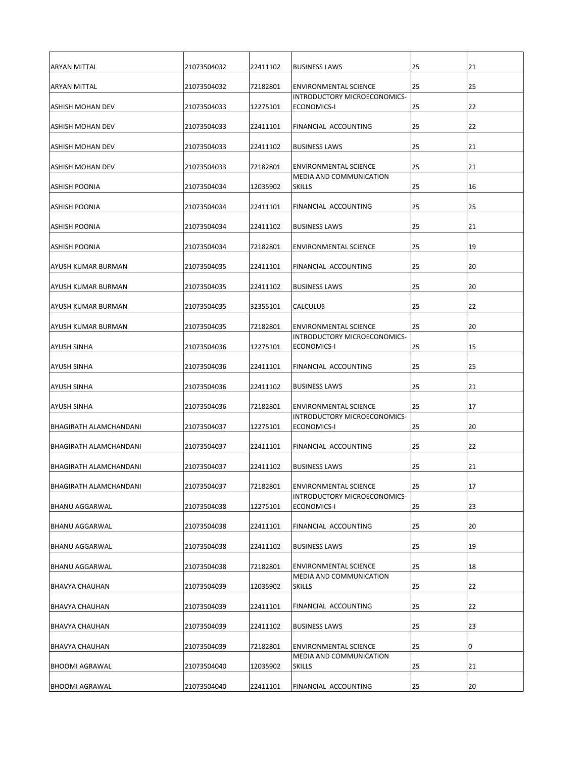| | | | | | |
|---|---|---|---|---|---|
| ARYAN MITTAL | 21073504032 | 22411102 | BUSINESS LAWS | 25 | 21 |
| ARYAN MITTAL | 21073504032 | 72182801 | ENVIRONMENTAL SCIENCE | 25 | 25 |
| ASHISH MOHAN DEV | 21073504033 | 12275101 | INTRODUCTORY MICROECONOMICS-ECONOMICS-I | 25 | 22 |
| ASHISH MOHAN DEV | 21073504033 | 22411101 | FINANCIAL ACCOUNTING | 25 | 22 |
| ASHISH MOHAN DEV | 21073504033 | 22411102 | BUSINESS LAWS | 25 | 21 |
| ASHISH MOHAN DEV | 21073504033 | 72182801 | ENVIRONMENTAL SCIENCE | 25 | 21 |
| ASHISH POONIA | 21073504034 | 12035902 | MEDIA AND COMMUNICATION SKILLS | 25 | 16 |
| ASHISH POONIA | 21073504034 | 22411101 | FINANCIAL ACCOUNTING | 25 | 25 |
| ASHISH POONIA | 21073504034 | 22411102 | BUSINESS LAWS | 25 | 21 |
| ASHISH POONIA | 21073504034 | 72182801 | ENVIRONMENTAL SCIENCE | 25 | 19 |
| AYUSH KUMAR BURMAN | 21073504035 | 22411101 | FINANCIAL ACCOUNTING | 25 | 20 |
| AYUSH KUMAR BURMAN | 21073504035 | 22411102 | BUSINESS LAWS | 25 | 20 |
| AYUSH KUMAR BURMAN | 21073504035 | 32355101 | CALCULUS | 25 | 22 |
| AYUSH KUMAR BURMAN | 21073504035 | 72182801 | ENVIRONMENTAL SCIENCE | 25 | 20 |
| AYUSH SINHA | 21073504036 | 12275101 | INTRODUCTORY MICROECONOMICS-ECONOMICS-I | 25 | 15 |
| AYUSH SINHA | 21073504036 | 22411101 | FINANCIAL ACCOUNTING | 25 | 25 |
| AYUSH SINHA | 21073504036 | 22411102 | BUSINESS LAWS | 25 | 21 |
| AYUSH SINHA | 21073504036 | 72182801 | ENVIRONMENTAL SCIENCE | 25 | 17 |
| BHAGIRATH ALAMCHANDANI | 21073504037 | 12275101 | INTRODUCTORY MICROECONOMICS-ECONOMICS-I | 25 | 20 |
| BHAGIRATH ALAMCHANDANI | 21073504037 | 22411101 | FINANCIAL ACCOUNTING | 25 | 22 |
| BHAGIRATH ALAMCHANDANI | 21073504037 | 22411102 | BUSINESS LAWS | 25 | 21 |
| BHAGIRATH ALAMCHANDANI | 21073504037 | 72182801 | ENVIRONMENTAL SCIENCE | 25 | 17 |
| BHANU AGGARWAL | 21073504038 | 12275101 | INTRODUCTORY MICROECONOMICS-ECONOMICS-I | 25 | 23 |
| BHANU AGGARWAL | 21073504038 | 22411101 | FINANCIAL ACCOUNTING | 25 | 20 |
| BHANU AGGARWAL | 21073504038 | 22411102 | BUSINESS LAWS | 25 | 19 |
| BHANU AGGARWAL | 21073504038 | 72182801 | ENVIRONMENTAL SCIENCE | 25 | 18 |
| BHAVYA CHAUHAN | 21073504039 | 12035902 | MEDIA AND COMMUNICATION SKILLS | 25 | 22 |
| BHAVYA CHAUHAN | 21073504039 | 22411101 | FINANCIAL ACCOUNTING | 25 | 22 |
| BHAVYA CHAUHAN | 21073504039 | 22411102 | BUSINESS LAWS | 25 | 23 |
| BHAVYA CHAUHAN | 21073504039 | 72182801 | ENVIRONMENTAL SCIENCE | 25 | 0 |
| BHOOMI AGRAWAL | 21073504040 | 12035902 | MEDIA AND COMMUNICATION SKILLS | 25 | 21 |
| BHOOMI AGRAWAL | 21073504040 | 22411101 | FINANCIAL ACCOUNTING | 25 | 20 |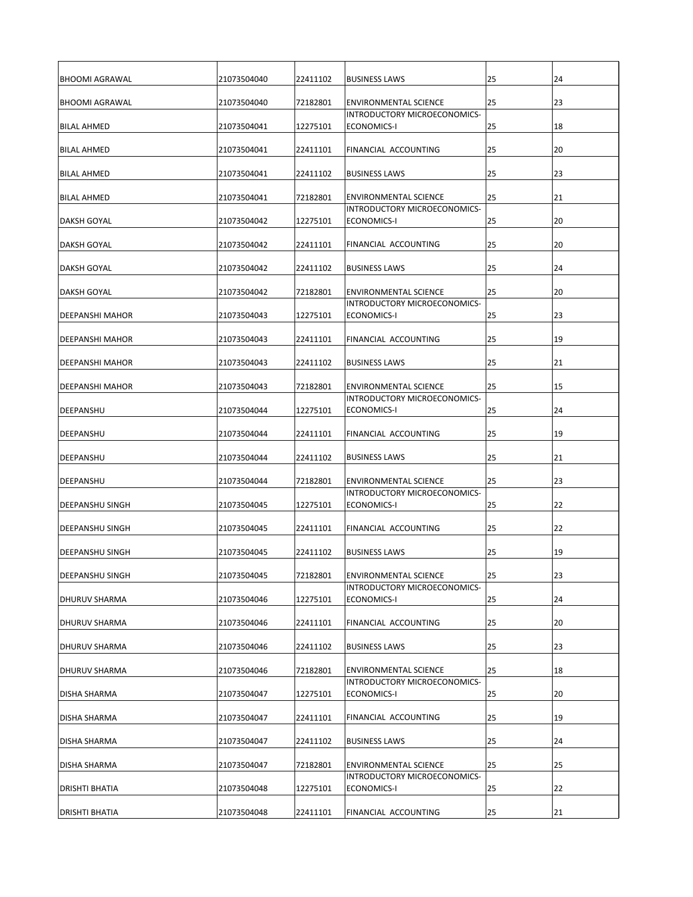| | | | | | |
|---|---|---|---|---|---|
| BHOOMI AGRAWAL | 21073504040 | 22411102 | BUSINESS LAWS | 25 | 24 |
| BHOOMI AGRAWAL | 21073504040 | 72182801 | ENVIRONMENTAL SCIENCE | 25 | 23 |
| BILAL AHMED | 21073504041 | 12275101 | INTRODUCTORY MICROECONOMICS-ECONOMICS-I | 25 | 18 |
| BILAL AHMED | 21073504041 | 22411101 | FINANCIAL ACCOUNTING | 25 | 20 |
| BILAL AHMED | 21073504041 | 22411102 | BUSINESS LAWS | 25 | 23 |
| BILAL AHMED | 21073504041 | 72182801 | ENVIRONMENTAL SCIENCE | 25 | 21 |
| DAKSH GOYAL | 21073504042 | 12275101 | INTRODUCTORY MICROECONOMICS-ECONOMICS-I | 25 | 20 |
| DAKSH GOYAL | 21073504042 | 22411101 | FINANCIAL ACCOUNTING | 25 | 20 |
| DAKSH GOYAL | 21073504042 | 22411102 | BUSINESS LAWS | 25 | 24 |
| DAKSH GOYAL | 21073504042 | 72182801 | ENVIRONMENTAL SCIENCE | 25 | 20 |
| DEEPANSHI MAHOR | 21073504043 | 12275101 | INTRODUCTORY MICROECONOMICS-ECONOMICS-I | 25 | 23 |
| DEEPANSHI MAHOR | 21073504043 | 22411101 | FINANCIAL ACCOUNTING | 25 | 19 |
| DEEPANSHI MAHOR | 21073504043 | 22411102 | BUSINESS LAWS | 25 | 21 |
| DEEPANSHI MAHOR | 21073504043 | 72182801 | ENVIRONMENTAL SCIENCE | 25 | 15 |
| DEEPANSHU | 21073504044 | 12275101 | INTRODUCTORY MICROECONOMICS-ECONOMICS-I | 25 | 24 |
| DEEPANSHU | 21073504044 | 22411101 | FINANCIAL ACCOUNTING | 25 | 19 |
| DEEPANSHU | 21073504044 | 22411102 | BUSINESS LAWS | 25 | 21 |
| DEEPANSHU | 21073504044 | 72182801 | ENVIRONMENTAL SCIENCE | 25 | 23 |
| DEEPANSHU SINGH | 21073504045 | 12275101 | INTRODUCTORY MICROECONOMICS-ECONOMICS-I | 25 | 22 |
| DEEPANSHU SINGH | 21073504045 | 22411101 | FINANCIAL ACCOUNTING | 25 | 22 |
| DEEPANSHU SINGH | 21073504045 | 22411102 | BUSINESS LAWS | 25 | 19 |
| DEEPANSHU SINGH | 21073504045 | 72182801 | ENVIRONMENTAL SCIENCE | 25 | 23 |
| DHURUV SHARMA | 21073504046 | 12275101 | INTRODUCTORY MICROECONOMICS-ECONOMICS-I | 25 | 24 |
| DHURUV SHARMA | 21073504046 | 22411101 | FINANCIAL ACCOUNTING | 25 | 20 |
| DHURUV SHARMA | 21073504046 | 22411102 | BUSINESS LAWS | 25 | 23 |
| DHURUV SHARMA | 21073504046 | 72182801 | ENVIRONMENTAL SCIENCE | 25 | 18 |
| DISHA SHARMA | 21073504047 | 12275101 | INTRODUCTORY MICROECONOMICS-ECONOMICS-I | 25 | 20 |
| DISHA SHARMA | 21073504047 | 22411101 | FINANCIAL ACCOUNTING | 25 | 19 |
| DISHA SHARMA | 21073504047 | 22411102 | BUSINESS LAWS | 25 | 24 |
| DISHA SHARMA | 21073504047 | 72182801 | ENVIRONMENTAL SCIENCE | 25 | 25 |
| DRISHTI BHATIA | 21073504048 | 12275101 | INTRODUCTORY MICROECONOMICS-ECONOMICS-I | 25 | 22 |
| DRISHTI BHATIA | 21073504048 | 22411101 | FINANCIAL ACCOUNTING | 25 | 21 |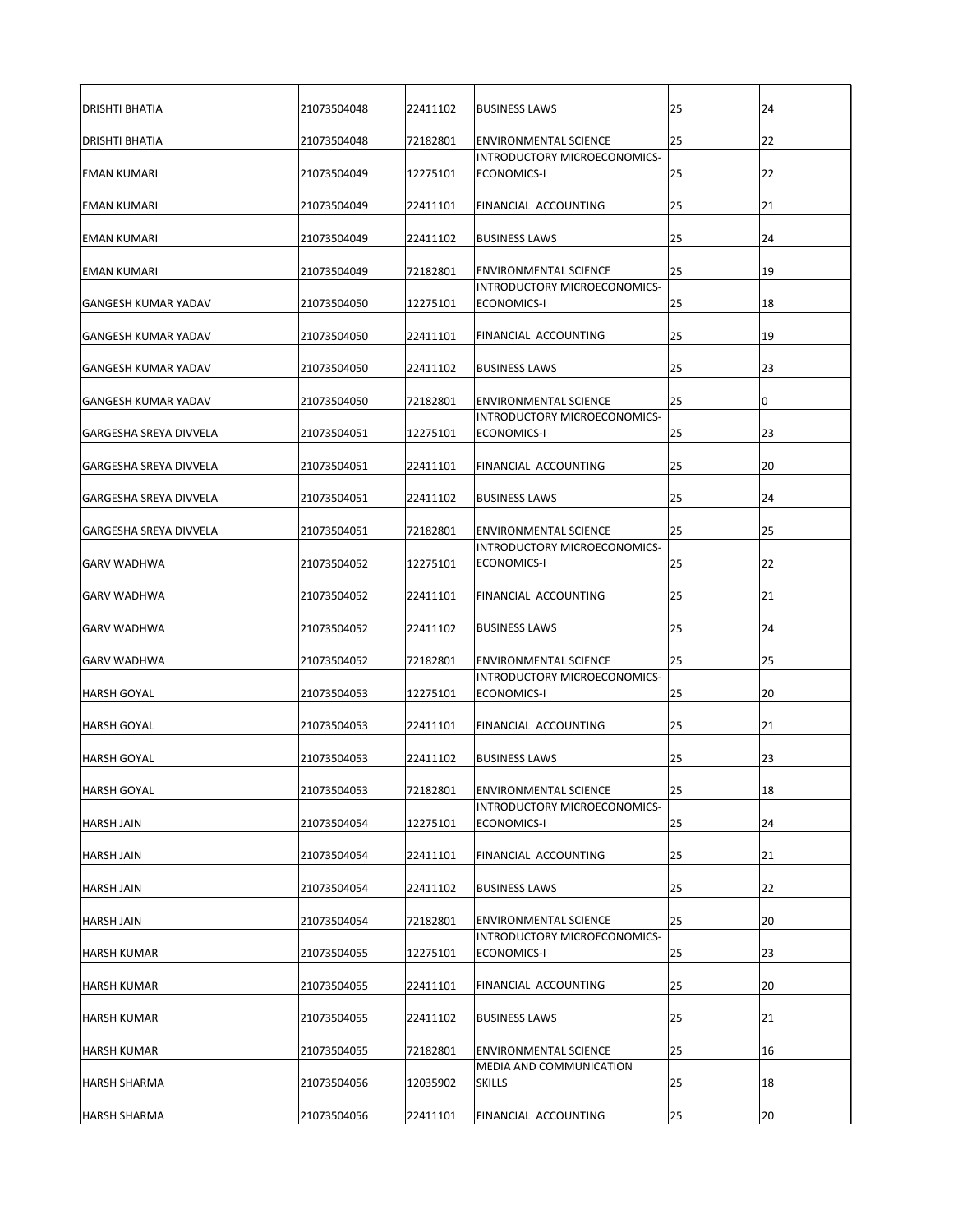| | | | | | |
|---|---|---|---|---|---|
| DRISHTI BHATIA | 21073504048 | 22411102 | BUSINESS LAWS | 25 | 24 |
| DRISHTI BHATIA | 21073504048 | 72182801 | ENVIRONMENTAL SCIENCE | 25 | 22 |
| EMAN KUMARI | 21073504049 | 12275101 | INTRODUCTORY MICROECONOMICS-ECONOMICS-I | 25 | 22 |
| EMAN KUMARI | 21073504049 | 22411101 | FINANCIAL ACCOUNTING | 25 | 21 |
| EMAN KUMARI | 21073504049 | 22411102 | BUSINESS LAWS | 25 | 24 |
| EMAN KUMARI | 21073504049 | 72182801 | ENVIRONMENTAL SCIENCE | 25 | 19 |
| GANGESH KUMAR YADAV | 21073504050 | 12275101 | INTRODUCTORY MICROECONOMICS-ECONOMICS-I | 25 | 18 |
| GANGESH KUMAR YADAV | 21073504050 | 22411101 | FINANCIAL ACCOUNTING | 25 | 19 |
| GANGESH KUMAR YADAV | 21073504050 | 22411102 | BUSINESS LAWS | 25 | 23 |
| GANGESH KUMAR YADAV | 21073504050 | 72182801 | ENVIRONMENTAL SCIENCE | 25 | 0 |
| GARGESHA SREYA DIVVELA | 21073504051 | 12275101 | INTRODUCTORY MICROECONOMICS-ECONOMICS-I | 25 | 23 |
| GARGESHA SREYA DIVVELA | 21073504051 | 22411101 | FINANCIAL ACCOUNTING | 25 | 20 |
| GARGESHA SREYA DIVVELA | 21073504051 | 22411102 | BUSINESS LAWS | 25 | 24 |
| GARGESHA SREYA DIVVELA | 21073504051 | 72182801 | ENVIRONMENTAL SCIENCE | 25 | 25 |
| GARV WADHWA | 21073504052 | 12275101 | INTRODUCTORY MICROECONOMICS-ECONOMICS-I | 25 | 22 |
| GARV WADHWA | 21073504052 | 22411101 | FINANCIAL ACCOUNTING | 25 | 21 |
| GARV WADHWA | 21073504052 | 22411102 | BUSINESS LAWS | 25 | 24 |
| GARV WADHWA | 21073504052 | 72182801 | ENVIRONMENTAL SCIENCE | 25 | 25 |
| HARSH GOYAL | 21073504053 | 12275101 | INTRODUCTORY MICROECONOMICS-ECONOMICS-I | 25 | 20 |
| HARSH GOYAL | 21073504053 | 22411101 | FINANCIAL ACCOUNTING | 25 | 21 |
| HARSH GOYAL | 21073504053 | 22411102 | BUSINESS LAWS | 25 | 23 |
| HARSH GOYAL | 21073504053 | 72182801 | ENVIRONMENTAL SCIENCE | 25 | 18 |
| HARSH JAIN | 21073504054 | 12275101 | INTRODUCTORY MICROECONOMICS-ECONOMICS-I | 25 | 24 |
| HARSH JAIN | 21073504054 | 22411101 | FINANCIAL ACCOUNTING | 25 | 21 |
| HARSH JAIN | 21073504054 | 22411102 | BUSINESS LAWS | 25 | 22 |
| HARSH JAIN | 21073504054 | 72182801 | ENVIRONMENTAL SCIENCE | 25 | 20 |
| HARSH KUMAR | 21073504055 | 12275101 | INTRODUCTORY MICROECONOMICS-ECONOMICS-I | 25 | 23 |
| HARSH KUMAR | 21073504055 | 22411101 | FINANCIAL ACCOUNTING | 25 | 20 |
| HARSH KUMAR | 21073504055 | 22411102 | BUSINESS LAWS | 25 | 21 |
| HARSH KUMAR | 21073504055 | 72182801 | ENVIRONMENTAL SCIENCE | 25 | 16 |
| HARSH SHARMA | 21073504056 | 12035902 | MEDIA AND COMMUNICATION SKILLS | 25 | 18 |
| HARSH SHARMA | 21073504056 | 22411101 | FINANCIAL ACCOUNTING | 25 | 20 |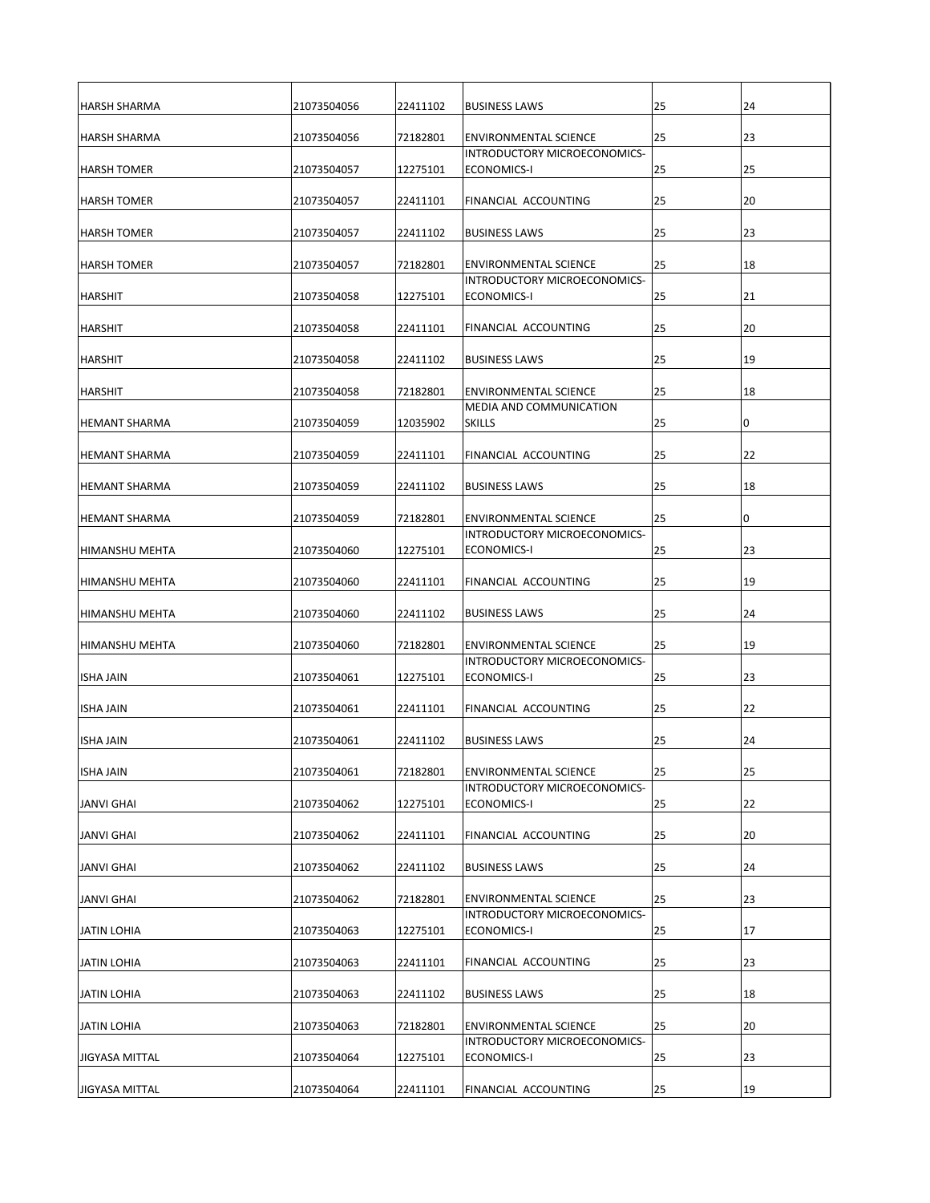| | | | | | |
|---|---|---|---|---|---|
| HARSH SHARMA | 21073504056 | 22411102 | BUSINESS LAWS | 25 | 24 |
| HARSH SHARMA | 21073504056 | 72182801 | ENVIRONMENTAL SCIENCE | 25 | 23 |
| HARSH TOMER | 21073504057 | 12275101 | INTRODUCTORY MICROECONOMICS-ECONOMICS-I | 25 | 25 |
| HARSH TOMER | 21073504057 | 22411101 | FINANCIAL ACCOUNTING | 25 | 20 |
| HARSH TOMER | 21073504057 | 22411102 | BUSINESS LAWS | 25 | 23 |
| HARSH TOMER | 21073504057 | 72182801 | ENVIRONMENTAL SCIENCE | 25 | 18 |
| HARSHIT | 21073504058 | 12275101 | INTRODUCTORY MICROECONOMICS-ECONOMICS-I | 25 | 21 |
| HARSHIT | 21073504058 | 22411101 | FINANCIAL ACCOUNTING | 25 | 20 |
| HARSHIT | 21073504058 | 22411102 | BUSINESS LAWS | 25 | 19 |
| HARSHIT | 21073504058 | 72182801 | ENVIRONMENTAL SCIENCE | 25 | 18 |
| HEMANT SHARMA | 21073504059 | 12035902 | MEDIA AND COMMUNICATION SKILLS | 25 | 0 |
| HEMANT SHARMA | 21073504059 | 22411101 | FINANCIAL ACCOUNTING | 25 | 22 |
| HEMANT SHARMA | 21073504059 | 22411102 | BUSINESS LAWS | 25 | 18 |
| HEMANT SHARMA | 21073504059 | 72182801 | ENVIRONMENTAL SCIENCE | 25 | 0 |
| HIMANSHU MEHTA | 21073504060 | 12275101 | INTRODUCTORY MICROECONOMICS-ECONOMICS-I | 25 | 23 |
| HIMANSHU MEHTA | 21073504060 | 22411101 | FINANCIAL ACCOUNTING | 25 | 19 |
| HIMANSHU MEHTA | 21073504060 | 22411102 | BUSINESS LAWS | 25 | 24 |
| HIMANSHU MEHTA | 21073504060 | 72182801 | ENVIRONMENTAL SCIENCE | 25 | 19 |
| ISHA JAIN | 21073504061 | 12275101 | INTRODUCTORY MICROECONOMICS-ECONOMICS-I | 25 | 23 |
| ISHA JAIN | 21073504061 | 22411101 | FINANCIAL ACCOUNTING | 25 | 22 |
| ISHA JAIN | 21073504061 | 22411102 | BUSINESS LAWS | 25 | 24 |
| ISHA JAIN | 21073504061 | 72182801 | ENVIRONMENTAL SCIENCE | 25 | 25 |
| JANVI GHAI | 21073504062 | 12275101 | INTRODUCTORY MICROECONOMICS-ECONOMICS-I | 25 | 22 |
| JANVI GHAI | 21073504062 | 22411101 | FINANCIAL ACCOUNTING | 25 | 20 |
| JANVI GHAI | 21073504062 | 22411102 | BUSINESS LAWS | 25 | 24 |
| JANVI GHAI | 21073504062 | 72182801 | ENVIRONMENTAL SCIENCE | 25 | 23 |
| JATIN LOHIA | 21073504063 | 12275101 | INTRODUCTORY MICROECONOMICS-ECONOMICS-I | 25 | 17 |
| JATIN LOHIA | 21073504063 | 22411101 | FINANCIAL ACCOUNTING | 25 | 23 |
| JATIN LOHIA | 21073504063 | 22411102 | BUSINESS LAWS | 25 | 18 |
| JATIN LOHIA | 21073504063 | 72182801 | ENVIRONMENTAL SCIENCE | 25 | 20 |
| JIGYASA MITTAL | 21073504064 | 12275101 | INTRODUCTORY MICROECONOMICS-ECONOMICS-I | 25 | 23 |
| JIGYASA MITTAL | 21073504064 | 22411101 | FINANCIAL ACCOUNTING | 25 | 19 |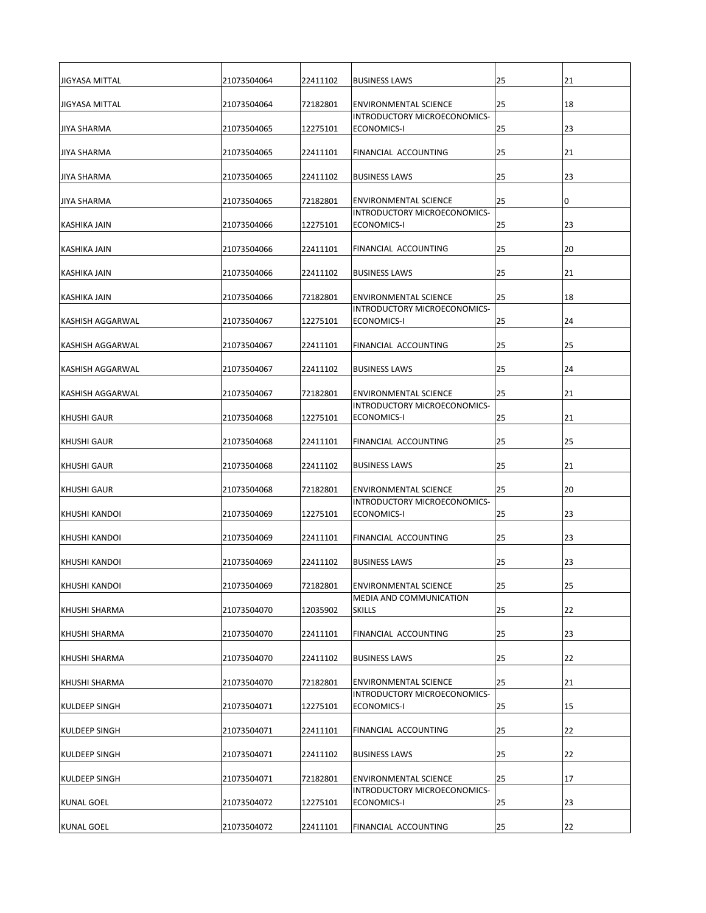| | | | | | |
|---|---|---|---|---|---|
| JIGYASA MITTAL | 21073504064 | 22411102 | BUSINESS LAWS | 25 | 21 |
| JIGYASA MITTAL | 21073504064 | 72182801 | ENVIRONMENTAL SCIENCE | 25 | 18 |
| JIYA SHARMA | 21073504065 | 12275101 | INTRODUCTORY MICROECONOMICS-ECONOMICS-I | 25 | 23 |
| JIYA SHARMA | 21073504065 | 22411101 | FINANCIAL ACCOUNTING | 25 | 21 |
| JIYA SHARMA | 21073504065 | 22411102 | BUSINESS LAWS | 25 | 23 |
| JIYA SHARMA | 21073504065 | 72182801 | ENVIRONMENTAL SCIENCE | 25 | 0 |
| KASHIKA JAIN | 21073504066 | 12275101 | INTRODUCTORY MICROECONOMICS-ECONOMICS-I | 25 | 23 |
| KASHIKA JAIN | 21073504066 | 22411101 | FINANCIAL ACCOUNTING | 25 | 20 |
| KASHIKA JAIN | 21073504066 | 22411102 | BUSINESS LAWS | 25 | 21 |
| KASHIKA JAIN | 21073504066 | 72182801 | ENVIRONMENTAL SCIENCE | 25 | 18 |
| KASHISH AGGARWAL | 21073504067 | 12275101 | INTRODUCTORY MICROECONOMICS-ECONOMICS-I | 25 | 24 |
| KASHISH AGGARWAL | 21073504067 | 22411101 | FINANCIAL ACCOUNTING | 25 | 25 |
| KASHISH AGGARWAL | 21073504067 | 22411102 | BUSINESS LAWS | 25 | 24 |
| KASHISH AGGARWAL | 21073504067 | 72182801 | ENVIRONMENTAL SCIENCE | 25 | 21 |
| KHUSHI GAUR | 21073504068 | 12275101 | INTRODUCTORY MICROECONOMICS-ECONOMICS-I | 25 | 21 |
| KHUSHI GAUR | 21073504068 | 22411101 | FINANCIAL ACCOUNTING | 25 | 25 |
| KHUSHI GAUR | 21073504068 | 22411102 | BUSINESS LAWS | 25 | 21 |
| KHUSHI GAUR | 21073504068 | 72182801 | ENVIRONMENTAL SCIENCE | 25 | 20 |
| KHUSHI KANDOI | 21073504069 | 12275101 | INTRODUCTORY MICROECONOMICS-ECONOMICS-I | 25 | 23 |
| KHUSHI KANDOI | 21073504069 | 22411101 | FINANCIAL ACCOUNTING | 25 | 23 |
| KHUSHI KANDOI | 21073504069 | 22411102 | BUSINESS LAWS | 25 | 23 |
| KHUSHI KANDOI | 21073504069 | 72182801 | ENVIRONMENTAL SCIENCE | 25 | 25 |
| KHUSHI SHARMA | 21073504070 | 12035902 | MEDIA AND COMMUNICATION SKILLS | 25 | 22 |
| KHUSHI SHARMA | 21073504070 | 22411101 | FINANCIAL ACCOUNTING | 25 | 23 |
| KHUSHI SHARMA | 21073504070 | 22411102 | BUSINESS LAWS | 25 | 22 |
| KHUSHI SHARMA | 21073504070 | 72182801 | ENVIRONMENTAL SCIENCE | 25 | 21 |
| KULDEEP SINGH | 21073504071 | 12275101 | INTRODUCTORY MICROECONOMICS-ECONOMICS-I | 25 | 15 |
| KULDEEP SINGH | 21073504071 | 22411101 | FINANCIAL ACCOUNTING | 25 | 22 |
| KULDEEP SINGH | 21073504071 | 22411102 | BUSINESS LAWS | 25 | 22 |
| KULDEEP SINGH | 21073504071 | 72182801 | ENVIRONMENTAL SCIENCE | 25 | 17 |
| KUNAL GOEL | 21073504072 | 12275101 | INTRODUCTORY MICROECONOMICS-ECONOMICS-I | 25 | 23 |
| KUNAL GOEL | 21073504072 | 22411101 | FINANCIAL ACCOUNTING | 25 | 22 |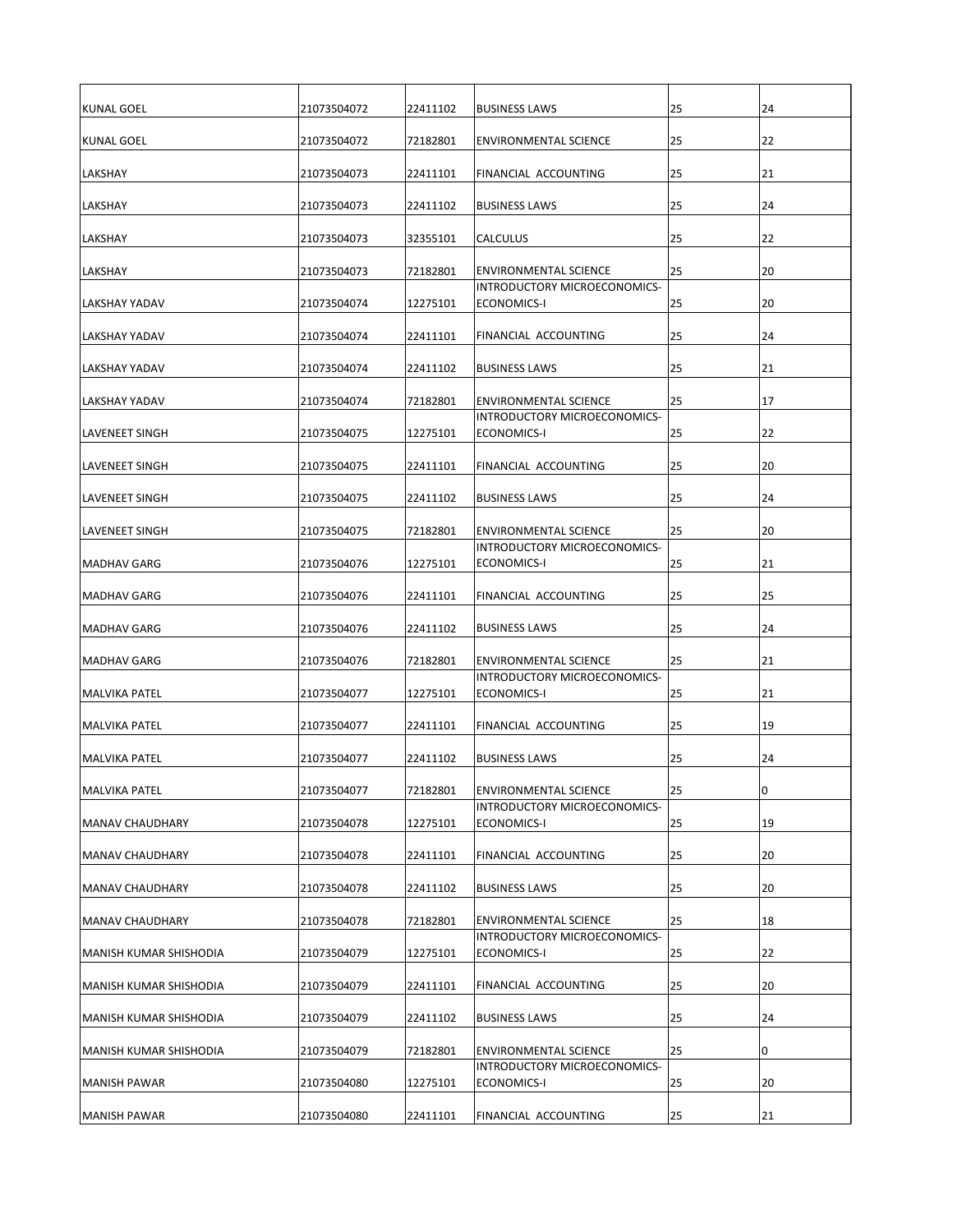| | | | | | |
|---|---|---|---|---|---|
| KUNAL GOEL | 21073504072 | 22411102 | BUSINESS LAWS | 25 | 24 |
| KUNAL GOEL | 21073504072 | 72182801 | ENVIRONMENTAL SCIENCE | 25 | 22 |
| LAKSHAY | 21073504073 | 22411101 | FINANCIAL ACCOUNTING | 25 | 21 |
| LAKSHAY | 21073504073 | 22411102 | BUSINESS LAWS | 25 | 24 |
| LAKSHAY | 21073504073 | 32355101 | CALCULUS | 25 | 22 |
| LAKSHAY | 21073504073 | 72182801 | ENVIRONMENTAL SCIENCE | 25 | 20 |
| LAKSHAY YADAV | 21073504074 | 12275101 | INTRODUCTORY MICROECONOMICS-ECONOMICS-I | 25 | 20 |
| LAKSHAY YADAV | 21073504074 | 22411101 | FINANCIAL ACCOUNTING | 25 | 24 |
| LAKSHAY YADAV | 21073504074 | 22411102 | BUSINESS LAWS | 25 | 21 |
| LAKSHAY YADAV | 21073504074 | 72182801 | ENVIRONMENTAL SCIENCE | 25 | 17 |
| LAVENEET SINGH | 21073504075 | 12275101 | INTRODUCTORY MICROECONOMICS-ECONOMICS-I | 25 | 22 |
| LAVENEET SINGH | 21073504075 | 22411101 | FINANCIAL ACCOUNTING | 25 | 20 |
| LAVENEET SINGH | 21073504075 | 22411102 | BUSINESS LAWS | 25 | 24 |
| LAVENEET SINGH | 21073504075 | 72182801 | ENVIRONMENTAL SCIENCE | 25 | 20 |
| MADHAV GARG | 21073504076 | 12275101 | INTRODUCTORY MICROECONOMICS-ECONOMICS-I | 25 | 21 |
| MADHAV GARG | 21073504076 | 22411101 | FINANCIAL ACCOUNTING | 25 | 25 |
| MADHAV GARG | 21073504076 | 22411102 | BUSINESS LAWS | 25 | 24 |
| MADHAV GARG | 21073504076 | 72182801 | ENVIRONMENTAL SCIENCE | 25 | 21 |
| MALVIKA PATEL | 21073504077 | 12275101 | INTRODUCTORY MICROECONOMICS-ECONOMICS-I | 25 | 21 |
| MALVIKA PATEL | 21073504077 | 22411101 | FINANCIAL ACCOUNTING | 25 | 19 |
| MALVIKA PATEL | 21073504077 | 22411102 | BUSINESS LAWS | 25 | 24 |
| MALVIKA PATEL | 21073504077 | 72182801 | ENVIRONMENTAL SCIENCE | 25 | 0 |
| MANAV CHAUDHARY | 21073504078 | 12275101 | INTRODUCTORY MICROECONOMICS-ECONOMICS-I | 25 | 19 |
| MANAV CHAUDHARY | 21073504078 | 22411101 | FINANCIAL ACCOUNTING | 25 | 20 |
| MANAV CHAUDHARY | 21073504078 | 22411102 | BUSINESS LAWS | 25 | 20 |
| MANAV CHAUDHARY | 21073504078 | 72182801 | ENVIRONMENTAL SCIENCE | 25 | 18 |
| MANISH KUMAR SHISHODIA | 21073504079 | 12275101 | INTRODUCTORY MICROECONOMICS-ECONOMICS-I | 25 | 22 |
| MANISH KUMAR SHISHODIA | 21073504079 | 22411101 | FINANCIAL ACCOUNTING | 25 | 20 |
| MANISH KUMAR SHISHODIA | 21073504079 | 22411102 | BUSINESS LAWS | 25 | 24 |
| MANISH KUMAR SHISHODIA | 21073504079 | 72182801 | ENVIRONMENTAL SCIENCE | 25 | 0 |
| MANISH PAWAR | 21073504080 | 12275101 | INTRODUCTORY MICROECONOMICS-ECONOMICS-I | 25 | 20 |
| MANISH PAWAR | 21073504080 | 22411101 | FINANCIAL ACCOUNTING | 25 | 21 |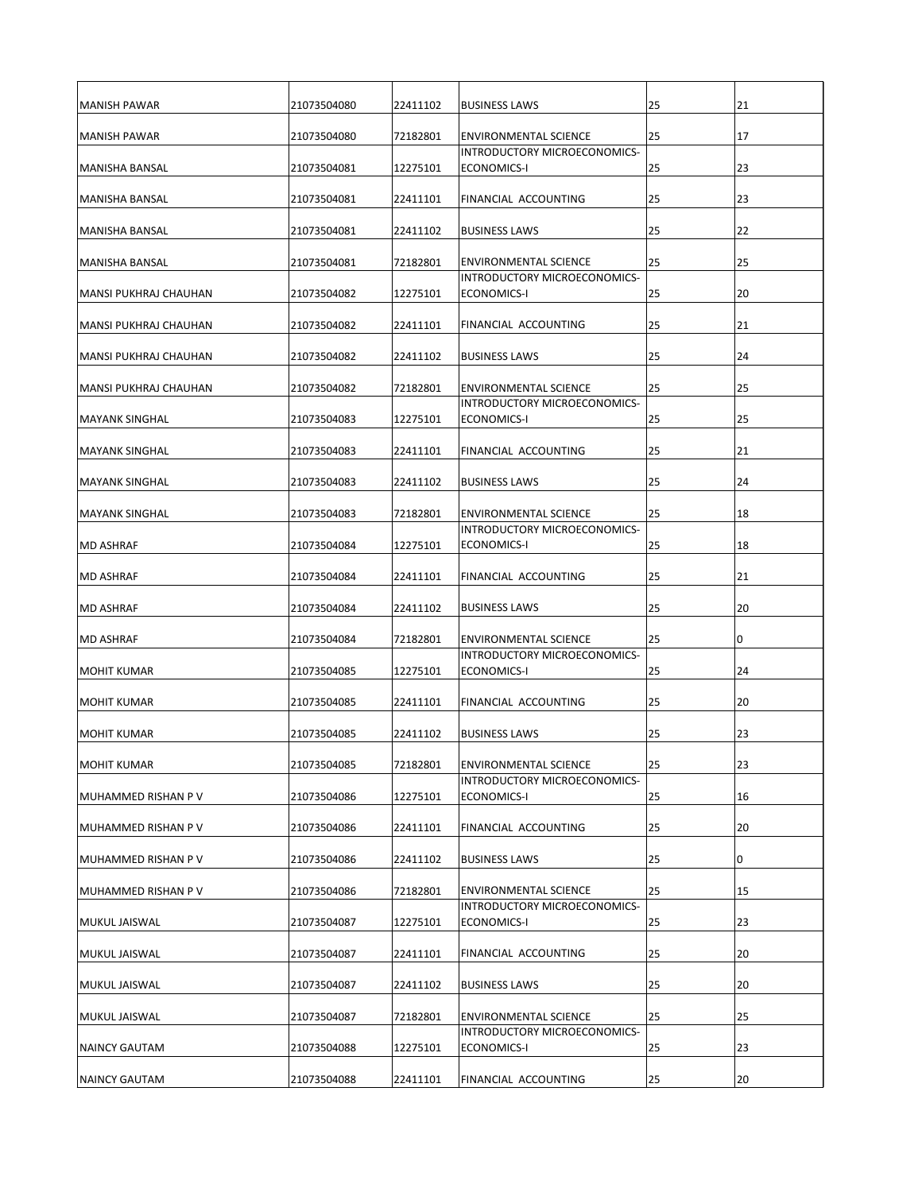| | | | | | |
|---|---|---|---|---|---|
| MANISH PAWAR | 21073504080 | 22411102 | BUSINESS LAWS | 25 | 21 |
| MANISH PAWAR | 21073504080 | 72182801 | ENVIRONMENTAL SCIENCE | 25 | 17 |
| MANISHA BANSAL | 21073504081 | 12275101 | INTRODUCTORY MICROECONOMICS-ECONOMICS-I | 25 | 23 |
| MANISHA BANSAL | 21073504081 | 22411101 | FINANCIAL ACCOUNTING | 25 | 23 |
| MANISHA BANSAL | 21073504081 | 22411102 | BUSINESS LAWS | 25 | 22 |
| MANISHA BANSAL | 21073504081 | 72182801 | ENVIRONMENTAL SCIENCE | 25 | 25 |
| MANSI PUKHRAJ CHAUHAN | 21073504082 | 12275101 | INTRODUCTORY MICROECONOMICS-ECONOMICS-I | 25 | 20 |
| MANSI PUKHRAJ CHAUHAN | 21073504082 | 22411101 | FINANCIAL ACCOUNTING | 25 | 21 |
| MANSI PUKHRAJ CHAUHAN | 21073504082 | 22411102 | BUSINESS LAWS | 25 | 24 |
| MANSI PUKHRAJ CHAUHAN | 21073504082 | 72182801 | ENVIRONMENTAL SCIENCE | 25 | 25 |
| MAYANK SINGHAL | 21073504083 | 12275101 | INTRODUCTORY MICROECONOMICS-ECONOMICS-I | 25 | 25 |
| MAYANK SINGHAL | 21073504083 | 22411101 | FINANCIAL ACCOUNTING | 25 | 21 |
| MAYANK SINGHAL | 21073504083 | 22411102 | BUSINESS LAWS | 25 | 24 |
| MAYANK SINGHAL | 21073504083 | 72182801 | ENVIRONMENTAL SCIENCE | 25 | 18 |
| MD ASHRAF | 21073504084 | 12275101 | INTRODUCTORY MICROECONOMICS-ECONOMICS-I | 25 | 18 |
| MD ASHRAF | 21073504084 | 22411101 | FINANCIAL ACCOUNTING | 25 | 21 |
| MD ASHRAF | 21073504084 | 22411102 | BUSINESS LAWS | 25 | 20 |
| MD ASHRAF | 21073504084 | 72182801 | ENVIRONMENTAL SCIENCE | 25 | 0 |
| MOHIT KUMAR | 21073504085 | 12275101 | INTRODUCTORY MICROECONOMICS-ECONOMICS-I | 25 | 24 |
| MOHIT KUMAR | 21073504085 | 22411101 | FINANCIAL ACCOUNTING | 25 | 20 |
| MOHIT KUMAR | 21073504085 | 22411102 | BUSINESS LAWS | 25 | 23 |
| MOHIT KUMAR | 21073504085 | 72182801 | ENVIRONMENTAL SCIENCE | 25 | 23 |
| MUHAMMED RISHAN P V | 21073504086 | 12275101 | INTRODUCTORY MICROECONOMICS-ECONOMICS-I | 25 | 16 |
| MUHAMMED RISHAN P V | 21073504086 | 22411101 | FINANCIAL ACCOUNTING | 25 | 20 |
| MUHAMMED RISHAN P V | 21073504086 | 22411102 | BUSINESS LAWS | 25 | 0 |
| MUHAMMED RISHAN P V | 21073504086 | 72182801 | ENVIRONMENTAL SCIENCE | 25 | 15 |
| MUKUL JAISWAL | 21073504087 | 12275101 | INTRODUCTORY MICROECONOMICS-ECONOMICS-I | 25 | 23 |
| MUKUL JAISWAL | 21073504087 | 22411101 | FINANCIAL ACCOUNTING | 25 | 20 |
| MUKUL JAISWAL | 21073504087 | 22411102 | BUSINESS LAWS | 25 | 20 |
| MUKUL JAISWAL | 21073504087 | 72182801 | ENVIRONMENTAL SCIENCE | 25 | 25 |
| NAINCY GAUTAM | 21073504088 | 12275101 | INTRODUCTORY MICROECONOMICS-ECONOMICS-I | 25 | 23 |
| NAINCY GAUTAM | 21073504088 | 22411101 | FINANCIAL ACCOUNTING | 25 | 20 |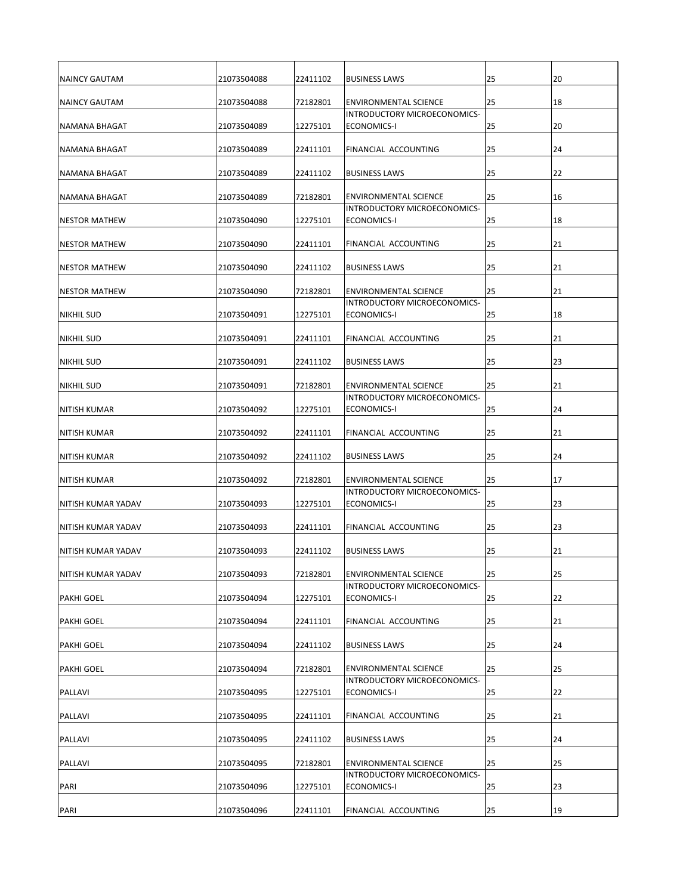| | | | | | |
|---|---|---|---|---|---|
| NAINCY GAUTAM | 21073504088 | 22411102 | BUSINESS LAWS | 25 | 20 |
| NAINCY GAUTAM | 21073504088 | 72182801 | ENVIRONMENTAL SCIENCE | 25 | 18 |
| NAMANA BHAGAT | 21073504089 | 12275101 | INTRODUCTORY MICROECONOMICS-ECONOMICS-I | 25 | 20 |
| NAMANA BHAGAT | 21073504089 | 22411101 | FINANCIAL ACCOUNTING | 25 | 24 |
| NAMANA BHAGAT | 21073504089 | 22411102 | BUSINESS LAWS | 25 | 22 |
| NAMANA BHAGAT | 21073504089 | 72182801 | ENVIRONMENTAL SCIENCE | 25 | 16 |
| NESTOR MATHEW | 21073504090 | 12275101 | INTRODUCTORY MICROECONOMICS-ECONOMICS-I | 25 | 18 |
| NESTOR MATHEW | 21073504090 | 22411101 | FINANCIAL ACCOUNTING | 25 | 21 |
| NESTOR MATHEW | 21073504090 | 22411102 | BUSINESS LAWS | 25 | 21 |
| NESTOR MATHEW | 21073504090 | 72182801 | ENVIRONMENTAL SCIENCE | 25 | 21 |
| NIKHIL SUD | 21073504091 | 12275101 | INTRODUCTORY MICROECONOMICS-ECONOMICS-I | 25 | 18 |
| NIKHIL SUD | 21073504091 | 22411101 | FINANCIAL ACCOUNTING | 25 | 21 |
| NIKHIL SUD | 21073504091 | 22411102 | BUSINESS LAWS | 25 | 23 |
| NIKHIL SUD | 21073504091 | 72182801 | ENVIRONMENTAL SCIENCE | 25 | 21 |
| NITISH KUMAR | 21073504092 | 12275101 | INTRODUCTORY MICROECONOMICS-ECONOMICS-I | 25 | 24 |
| NITISH KUMAR | 21073504092 | 22411101 | FINANCIAL ACCOUNTING | 25 | 21 |
| NITISH KUMAR | 21073504092 | 22411102 | BUSINESS LAWS | 25 | 24 |
| NITISH KUMAR | 21073504092 | 72182801 | ENVIRONMENTAL SCIENCE | 25 | 17 |
| NITISH KUMAR YADAV | 21073504093 | 12275101 | INTRODUCTORY MICROECONOMICS-ECONOMICS-I | 25 | 23 |
| NITISH KUMAR YADAV | 21073504093 | 22411101 | FINANCIAL ACCOUNTING | 25 | 23 |
| NITISH KUMAR YADAV | 21073504093 | 22411102 | BUSINESS LAWS | 25 | 21 |
| NITISH KUMAR YADAV | 21073504093 | 72182801 | ENVIRONMENTAL SCIENCE | 25 | 25 |
| PAKHI GOEL | 21073504094 | 12275101 | INTRODUCTORY MICROECONOMICS-ECONOMICS-I | 25 | 22 |
| PAKHI GOEL | 21073504094 | 22411101 | FINANCIAL ACCOUNTING | 25 | 21 |
| PAKHI GOEL | 21073504094 | 22411102 | BUSINESS LAWS | 25 | 24 |
| PAKHI GOEL | 21073504094 | 72182801 | ENVIRONMENTAL SCIENCE | 25 | 25 |
| PALLAVI | 21073504095 | 12275101 | INTRODUCTORY MICROECONOMICS-ECONOMICS-I | 25 | 22 |
| PALLAVI | 21073504095 | 22411101 | FINANCIAL ACCOUNTING | 25 | 21 |
| PALLAVI | 21073504095 | 22411102 | BUSINESS LAWS | 25 | 24 |
| PALLAVI | 21073504095 | 72182801 | ENVIRONMENTAL SCIENCE | 25 | 25 |
| PARI | 21073504096 | 12275101 | INTRODUCTORY MICROECONOMICS-ECONOMICS-I | 25 | 23 |
| PARI | 21073504096 | 22411101 | FINANCIAL ACCOUNTING | 25 | 19 |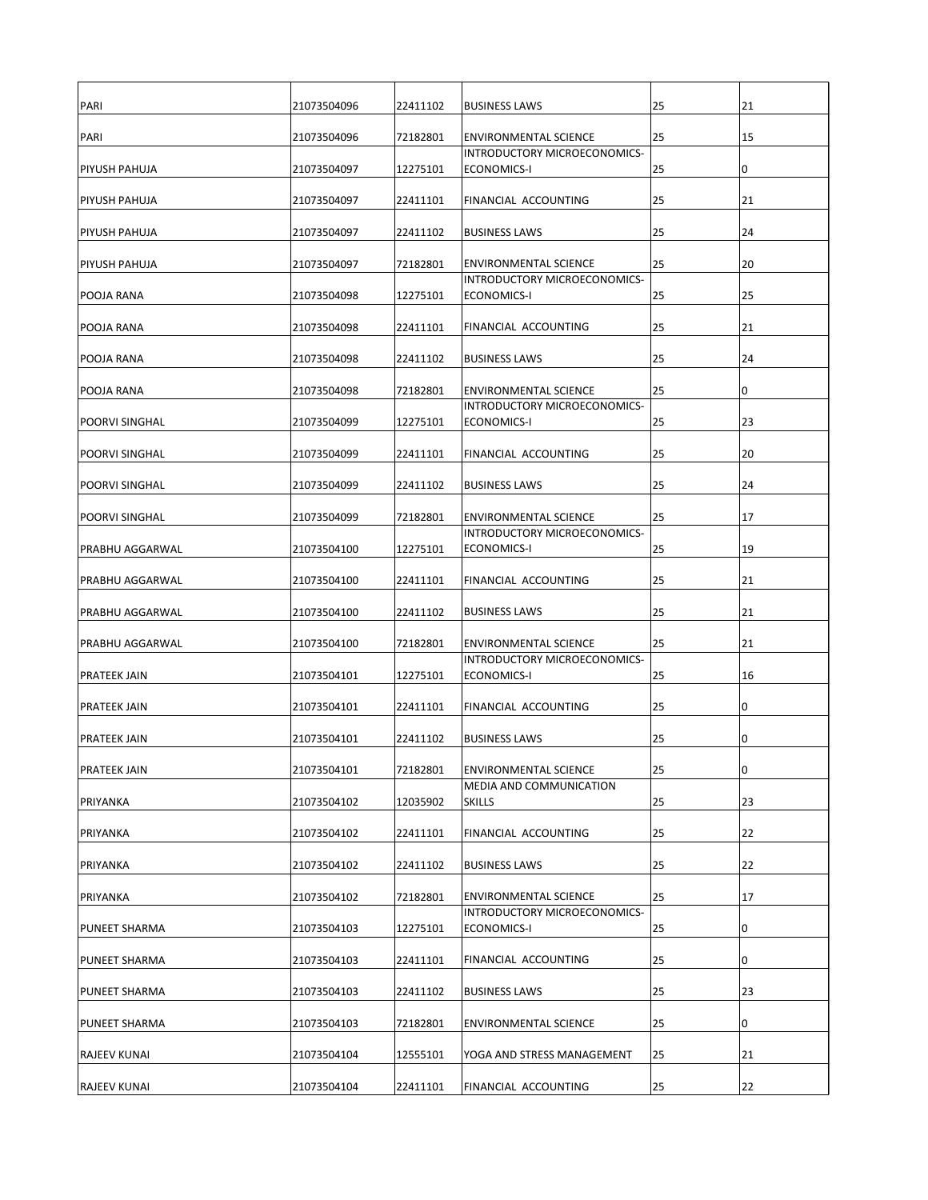| | | | | | |
|---|---|---|---|---|---|
| PARI | 21073504096 | 22411102 | BUSINESS LAWS | 25 | 21 |
| PARI | 21073504096 | 72182801 | ENVIRONMENTAL SCIENCE | 25 | 15 |
| PIYUSH PAHUJA | 21073504097 | 12275101 | INTRODUCTORY MICROECONOMICS-ECONOMICS-I | 25 | 0 |
| PIYUSH PAHUJA | 21073504097 | 22411101 | FINANCIAL ACCOUNTING | 25 | 21 |
| PIYUSH PAHUJA | 21073504097 | 22411102 | BUSINESS LAWS | 25 | 24 |
| PIYUSH PAHUJA | 21073504097 | 72182801 | ENVIRONMENTAL SCIENCE | 25 | 20 |
| POOJA RANA | 21073504098 | 12275101 | INTRODUCTORY MICROECONOMICS-ECONOMICS-I | 25 | 25 |
| POOJA RANA | 21073504098 | 22411101 | FINANCIAL ACCOUNTING | 25 | 21 |
| POOJA RANA | 21073504098 | 22411102 | BUSINESS LAWS | 25 | 24 |
| POOJA RANA | 21073504098 | 72182801 | ENVIRONMENTAL SCIENCE | 25 | 0 |
| POORVI SINGHAL | 21073504099 | 12275101 | INTRODUCTORY MICROECONOMICS-ECONOMICS-I | 25 | 23 |
| POORVI SINGHAL | 21073504099 | 22411101 | FINANCIAL ACCOUNTING | 25 | 20 |
| POORVI SINGHAL | 21073504099 | 22411102 | BUSINESS LAWS | 25 | 24 |
| POORVI SINGHAL | 21073504099 | 72182801 | ENVIRONMENTAL SCIENCE | 25 | 17 |
| PRABHU AGGARWAL | 21073504100 | 12275101 | INTRODUCTORY MICROECONOMICS-ECONOMICS-I | 25 | 19 |
| PRABHU AGGARWAL | 21073504100 | 22411101 | FINANCIAL ACCOUNTING | 25 | 21 |
| PRABHU AGGARWAL | 21073504100 | 22411102 | BUSINESS LAWS | 25 | 21 |
| PRABHU AGGARWAL | 21073504100 | 72182801 | ENVIRONMENTAL SCIENCE | 25 | 21 |
| PRATEEK JAIN | 21073504101 | 12275101 | INTRODUCTORY MICROECONOMICS-ECONOMICS-I | 25 | 16 |
| PRATEEK JAIN | 21073504101 | 22411101 | FINANCIAL ACCOUNTING | 25 | 0 |
| PRATEEK JAIN | 21073504101 | 22411102 | BUSINESS LAWS | 25 | 0 |
| PRATEEK JAIN | 21073504101 | 72182801 | ENVIRONMENTAL SCIENCE | 25 | 0 |
| PRIYANKA | 21073504102 | 12035902 | MEDIA AND COMMUNICATION SKILLS | 25 | 23 |
| PRIYANKA | 21073504102 | 22411101 | FINANCIAL ACCOUNTING | 25 | 22 |
| PRIYANKA | 21073504102 | 22411102 | BUSINESS LAWS | 25 | 22 |
| PRIYANKA | 21073504102 | 72182801 | ENVIRONMENTAL SCIENCE | 25 | 17 |
| PUNEET SHARMA | 21073504103 | 12275101 | INTRODUCTORY MICROECONOMICS-ECONOMICS-I | 25 | 0 |
| PUNEET SHARMA | 21073504103 | 22411101 | FINANCIAL ACCOUNTING | 25 | 0 |
| PUNEET SHARMA | 21073504103 | 22411102 | BUSINESS LAWS | 25 | 23 |
| PUNEET SHARMA | 21073504103 | 72182801 | ENVIRONMENTAL SCIENCE | 25 | 0 |
| RAJEEV KUNAI | 21073504104 | 12555101 | YOGA AND STRESS MANAGEMENT | 25 | 21 |
| RAJEEV KUNAI | 21073504104 | 22411101 | FINANCIAL ACCOUNTING | 25 | 22 |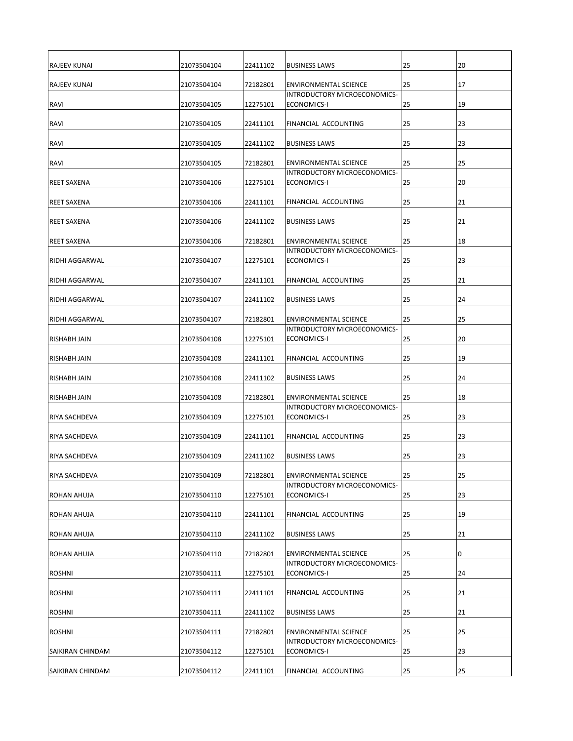| | | | | | |
|---|---|---|---|---|---|
| RAJEEV KUNAI | 21073504104 | 22411102 | BUSINESS LAWS | 25 | 20 |
| RAJEEV KUNAI | 21073504104 | 72182801 | ENVIRONMENTAL SCIENCE | 25 | 17 |
| RAVI | 21073504105 | 12275101 | INTRODUCTORY MICROECONOMICS-ECONOMICS-I | 25 | 19 |
| RAVI | 21073504105 | 22411101 | FINANCIAL ACCOUNTING | 25 | 23 |
| RAVI | 21073504105 | 22411102 | BUSINESS LAWS | 25 | 23 |
| RAVI | 21073504105 | 72182801 | ENVIRONMENTAL SCIENCE | 25 | 25 |
| REET SAXENA | 21073504106 | 12275101 | INTRODUCTORY MICROECONOMICS-ECONOMICS-I | 25 | 20 |
| REET SAXENA | 21073504106 | 22411101 | FINANCIAL ACCOUNTING | 25 | 21 |
| REET SAXENA | 21073504106 | 22411102 | BUSINESS LAWS | 25 | 21 |
| REET SAXENA | 21073504106 | 72182801 | ENVIRONMENTAL SCIENCE | 25 | 18 |
| RIDHI AGGARWAL | 21073504107 | 12275101 | INTRODUCTORY MICROECONOMICS-ECONOMICS-I | 25 | 23 |
| RIDHI AGGARWAL | 21073504107 | 22411101 | FINANCIAL ACCOUNTING | 25 | 21 |
| RIDHI AGGARWAL | 21073504107 | 22411102 | BUSINESS LAWS | 25 | 24 |
| RIDHI AGGARWAL | 21073504107 | 72182801 | ENVIRONMENTAL SCIENCE | 25 | 25 |
| RISHABH JAIN | 21073504108 | 12275101 | INTRODUCTORY MICROECONOMICS-ECONOMICS-I | 25 | 20 |
| RISHABH JAIN | 21073504108 | 22411101 | FINANCIAL ACCOUNTING | 25 | 19 |
| RISHABH JAIN | 21073504108 | 22411102 | BUSINESS LAWS | 25 | 24 |
| RISHABH JAIN | 21073504108 | 72182801 | ENVIRONMENTAL SCIENCE | 25 | 18 |
| RIYA SACHDEVA | 21073504109 | 12275101 | INTRODUCTORY MICROECONOMICS-ECONOMICS-I | 25 | 23 |
| RIYA SACHDEVA | 21073504109 | 22411101 | FINANCIAL ACCOUNTING | 25 | 23 |
| RIYA SACHDEVA | 21073504109 | 22411102 | BUSINESS LAWS | 25 | 23 |
| RIYA SACHDEVA | 21073504109 | 72182801 | ENVIRONMENTAL SCIENCE | 25 | 25 |
| ROHAN AHUJA | 21073504110 | 12275101 | INTRODUCTORY MICROECONOMICS-ECONOMICS-I | 25 | 23 |
| ROHAN AHUJA | 21073504110 | 22411101 | FINANCIAL ACCOUNTING | 25 | 19 |
| ROHAN AHUJA | 21073504110 | 22411102 | BUSINESS LAWS | 25 | 21 |
| ROHAN AHUJA | 21073504110 | 72182801 | ENVIRONMENTAL SCIENCE | 25 | 0 |
| ROSHNI | 21073504111 | 12275101 | INTRODUCTORY MICROECONOMICS-ECONOMICS-I | 25 | 24 |
| ROSHNI | 21073504111 | 22411101 | FINANCIAL ACCOUNTING | 25 | 21 |
| ROSHNI | 21073504111 | 22411102 | BUSINESS LAWS | 25 | 21 |
| ROSHNI | 21073504111 | 72182801 | ENVIRONMENTAL SCIENCE | 25 | 25 |
| SAIKIRAN CHINDAM | 21073504112 | 12275101 | INTRODUCTORY MICROECONOMICS-ECONOMICS-I | 25 | 23 |
| SAIKIRAN CHINDAM | 21073504112 | 22411101 | FINANCIAL ACCOUNTING | 25 | 25 |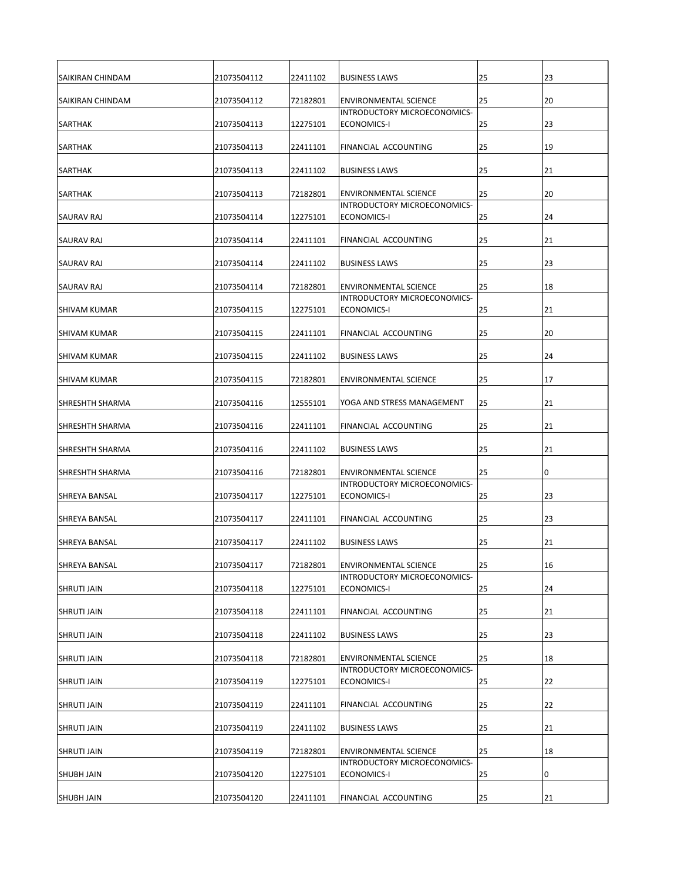| | | | | | |
|---|---|---|---|---|---|
| SAIKIRAN CHINDAM | 21073504112 | 22411102 | BUSINESS LAWS | 25 | 23 |
| SAIKIRAN CHINDAM | 21073504112 | 72182801 | ENVIRONMENTAL SCIENCE | 25 | 20 |
| SARTHAK | 21073504113 | 12275101 | INTRODUCTORY MICROECONOMICS-ECONOMICS-I | 25 | 23 |
| SARTHAK | 21073504113 | 22411101 | FINANCIAL ACCOUNTING | 25 | 19 |
| SARTHAK | 21073504113 | 22411102 | BUSINESS LAWS | 25 | 21 |
| SARTHAK | 21073504113 | 72182801 | ENVIRONMENTAL SCIENCE | 25 | 20 |
| SAURAV RAJ | 21073504114 | 12275101 | INTRODUCTORY MICROECONOMICS-ECONOMICS-I | 25 | 24 |
| SAURAV RAJ | 21073504114 | 22411101 | FINANCIAL ACCOUNTING | 25 | 21 |
| SAURAV RAJ | 21073504114 | 22411102 | BUSINESS LAWS | 25 | 23 |
| SAURAV RAJ | 21073504114 | 72182801 | ENVIRONMENTAL SCIENCE | 25 | 18 |
| SHIVAM KUMAR | 21073504115 | 12275101 | INTRODUCTORY MICROECONOMICS-ECONOMICS-I | 25 | 21 |
| SHIVAM KUMAR | 21073504115 | 22411101 | FINANCIAL ACCOUNTING | 25 | 20 |
| SHIVAM KUMAR | 21073504115 | 22411102 | BUSINESS LAWS | 25 | 24 |
| SHIVAM KUMAR | 21073504115 | 72182801 | ENVIRONMENTAL SCIENCE | 25 | 17 |
| SHRESHTH SHARMA | 21073504116 | 12555101 | YOGA AND STRESS MANAGEMENT | 25 | 21 |
| SHRESHTH SHARMA | 21073504116 | 22411101 | FINANCIAL ACCOUNTING | 25 | 21 |
| SHRESHTH SHARMA | 21073504116 | 22411102 | BUSINESS LAWS | 25 | 21 |
| SHRESHTH SHARMA | 21073504116 | 72182801 | ENVIRONMENTAL SCIENCE | 25 | 0 |
| SHREYA BANSAL | 21073504117 | 12275101 | INTRODUCTORY MICROECONOMICS-ECONOMICS-I | 25 | 23 |
| SHREYA BANSAL | 21073504117 | 22411101 | FINANCIAL ACCOUNTING | 25 | 23 |
| SHREYA BANSAL | 21073504117 | 22411102 | BUSINESS LAWS | 25 | 21 |
| SHREYA BANSAL | 21073504117 | 72182801 | ENVIRONMENTAL SCIENCE | 25 | 16 |
| SHRUTI JAIN | 21073504118 | 12275101 | INTRODUCTORY MICROECONOMICS-ECONOMICS-I | 25 | 24 |
| SHRUTI JAIN | 21073504118 | 22411101 | FINANCIAL ACCOUNTING | 25 | 21 |
| SHRUTI JAIN | 21073504118 | 22411102 | BUSINESS LAWS | 25 | 23 |
| SHRUTI JAIN | 21073504118 | 72182801 | ENVIRONMENTAL SCIENCE | 25 | 18 |
| SHRUTI JAIN | 21073504119 | 12275101 | INTRODUCTORY MICROECONOMICS-ECONOMICS-I | 25 | 22 |
| SHRUTI JAIN | 21073504119 | 22411101 | FINANCIAL ACCOUNTING | 25 | 22 |
| SHRUTI JAIN | 21073504119 | 22411102 | BUSINESS LAWS | 25 | 21 |
| SHRUTI JAIN | 21073504119 | 72182801 | ENVIRONMENTAL SCIENCE | 25 | 18 |
| SHUBH JAIN | 21073504120 | 12275101 | INTRODUCTORY MICROECONOMICS-ECONOMICS-I | 25 | 0 |
| SHUBH JAIN | 21073504120 | 22411101 | FINANCIAL ACCOUNTING | 25 | 21 |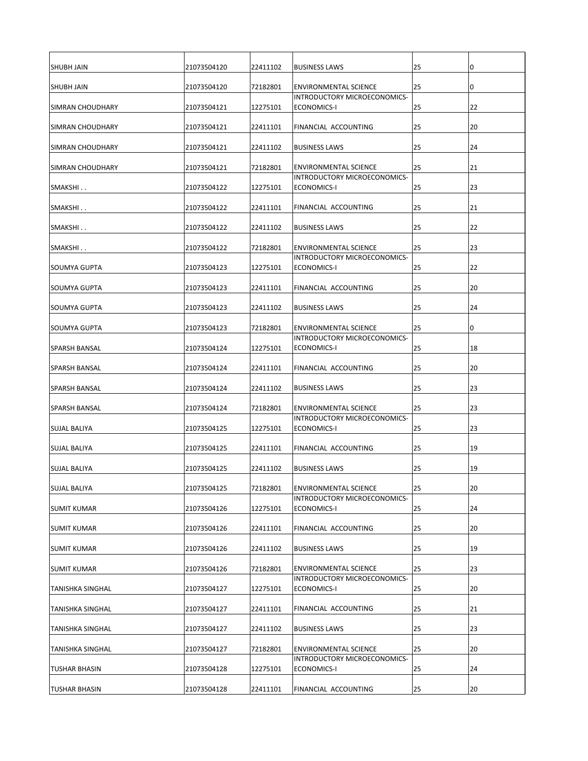| | | | | | |
|---|---|---|---|---|---|
| SHUBH JAIN | 21073504120 | 22411102 | BUSINESS LAWS | 25 | 0 |
| SHUBH JAIN | 21073504120 | 72182801 | ENVIRONMENTAL SCIENCE | 25 | 0 |
| SIMRAN CHOUDHARY | 21073504121 | 12275101 | INTRODUCTORY MICROECONOMICS-ECONOMICS-I | 25 | 22 |
| SIMRAN CHOUDHARY | 21073504121 | 22411101 | FINANCIAL ACCOUNTING | 25 | 20 |
| SIMRAN CHOUDHARY | 21073504121 | 22411102 | BUSINESS LAWS | 25 | 24 |
| SIMRAN CHOUDHARY | 21073504121 | 72182801 | ENVIRONMENTAL SCIENCE | 25 | 21 |
| SMAKSHI . . | 21073504122 | 12275101 | INTRODUCTORY MICROECONOMICS-ECONOMICS-I | 25 | 23 |
| SMAKSHI . . | 21073504122 | 22411101 | FINANCIAL ACCOUNTING | 25 | 21 |
| SMAKSHI . . | 21073504122 | 22411102 | BUSINESS LAWS | 25 | 22 |
| SMAKSHI . . | 21073504122 | 72182801 | ENVIRONMENTAL SCIENCE | 25 | 23 |
| SOUMYA GUPTA | 21073504123 | 12275101 | INTRODUCTORY MICROECONOMICS-ECONOMICS-I | 25 | 22 |
| SOUMYA GUPTA | 21073504123 | 22411101 | FINANCIAL ACCOUNTING | 25 | 20 |
| SOUMYA GUPTA | 21073504123 | 22411102 | BUSINESS LAWS | 25 | 24 |
| SOUMYA GUPTA | 21073504123 | 72182801 | ENVIRONMENTAL SCIENCE | 25 | 0 |
| SPARSH BANSAL | 21073504124 | 12275101 | INTRODUCTORY MICROECONOMICS-ECONOMICS-I | 25 | 18 |
| SPARSH BANSAL | 21073504124 | 22411101 | FINANCIAL ACCOUNTING | 25 | 20 |
| SPARSH BANSAL | 21073504124 | 22411102 | BUSINESS LAWS | 25 | 23 |
| SPARSH BANSAL | 21073504124 | 72182801 | ENVIRONMENTAL SCIENCE | 25 | 23 |
| SUJAL BALIYA | 21073504125 | 12275101 | INTRODUCTORY MICROECONOMICS-ECONOMICS-I | 25 | 23 |
| SUJAL BALIYA | 21073504125 | 22411101 | FINANCIAL ACCOUNTING | 25 | 19 |
| SUJAL BALIYA | 21073504125 | 22411102 | BUSINESS LAWS | 25 | 19 |
| SUJAL BALIYA | 21073504125 | 72182801 | ENVIRONMENTAL SCIENCE | 25 | 20 |
| SUMIT KUMAR | 21073504126 | 12275101 | INTRODUCTORY MICROECONOMICS-ECONOMICS-I | 25 | 24 |
| SUMIT KUMAR | 21073504126 | 22411101 | FINANCIAL ACCOUNTING | 25 | 20 |
| SUMIT KUMAR | 21073504126 | 22411102 | BUSINESS LAWS | 25 | 19 |
| SUMIT KUMAR | 21073504126 | 72182801 | ENVIRONMENTAL SCIENCE | 25 | 23 |
| TANISHKA SINGHAL | 21073504127 | 12275101 | INTRODUCTORY MICROECONOMICS-ECONOMICS-I | 25 | 20 |
| TANISHKA SINGHAL | 21073504127 | 22411101 | FINANCIAL ACCOUNTING | 25 | 21 |
| TANISHKA SINGHAL | 21073504127 | 22411102 | BUSINESS LAWS | 25 | 23 |
| TANISHKA SINGHAL | 21073504127 | 72182801 | ENVIRONMENTAL SCIENCE | 25 | 20 |
| TUSHAR BHASIN | 21073504128 | 12275101 | INTRODUCTORY MICROECONOMICS-ECONOMICS-I | 25 | 24 |
| TUSHAR BHASIN | 21073504128 | 22411101 | FINANCIAL ACCOUNTING | 25 | 20 |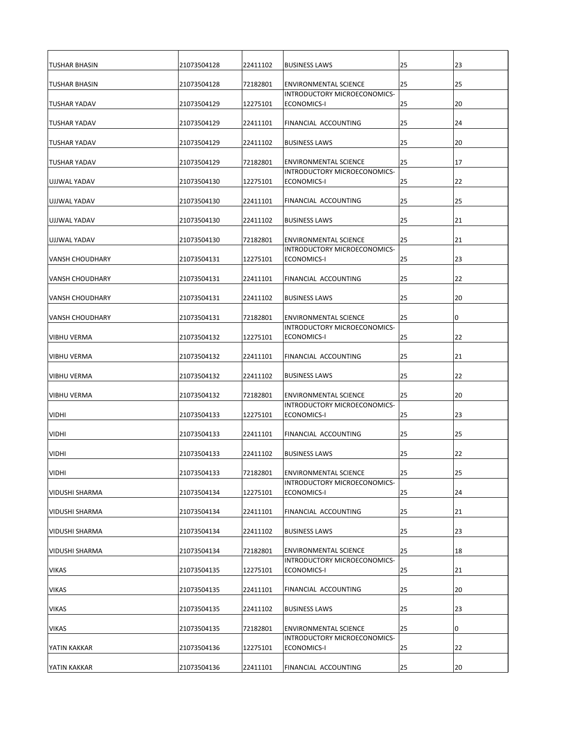| | | | | | |
|---|---|---|---|---|---|
| TUSHAR BHASIN | 21073504128 | 22411102 | BUSINESS LAWS | 25 | 23 |
| TUSHAR BHASIN | 21073504128 | 72182801 | ENVIRONMENTAL SCIENCE | 25 | 25 |
| TUSHAR YADAV | 21073504129 | 12275101 | INTRODUCTORY MICROECONOMICS-ECONOMICS-I | 25 | 20 |
| TUSHAR YADAV | 21073504129 | 22411101 | FINANCIAL ACCOUNTING | 25 | 24 |
| TUSHAR YADAV | 21073504129 | 22411102 | BUSINESS LAWS | 25 | 20 |
| TUSHAR YADAV | 21073504129 | 72182801 | ENVIRONMENTAL SCIENCE | 25 | 17 |
| UJJWAL YADAV | 21073504130 | 12275101 | INTRODUCTORY MICROECONOMICS-ECONOMICS-I | 25 | 22 |
| UJJWAL YADAV | 21073504130 | 22411101 | FINANCIAL ACCOUNTING | 25 | 25 |
| UJJWAL YADAV | 21073504130 | 22411102 | BUSINESS LAWS | 25 | 21 |
| UJJWAL YADAV | 21073504130 | 72182801 | ENVIRONMENTAL SCIENCE | 25 | 21 |
| VANSH CHOUDHARY | 21073504131 | 12275101 | INTRODUCTORY MICROECONOMICS-ECONOMICS-I | 25 | 23 |
| VANSH CHOUDHARY | 21073504131 | 22411101 | FINANCIAL ACCOUNTING | 25 | 22 |
| VANSH CHOUDHARY | 21073504131 | 22411102 | BUSINESS LAWS | 25 | 20 |
| VANSH CHOUDHARY | 21073504131 | 72182801 | ENVIRONMENTAL SCIENCE | 25 | 0 |
| VIBHU VERMA | 21073504132 | 12275101 | INTRODUCTORY MICROECONOMICS-ECONOMICS-I | 25 | 22 |
| VIBHU VERMA | 21073504132 | 22411101 | FINANCIAL ACCOUNTING | 25 | 21 |
| VIBHU VERMA | 21073504132 | 22411102 | BUSINESS LAWS | 25 | 22 |
| VIBHU VERMA | 21073504132 | 72182801 | ENVIRONMENTAL SCIENCE | 25 | 20 |
| VIDHI | 21073504133 | 12275101 | INTRODUCTORY MICROECONOMICS-ECONOMICS-I | 25 | 23 |
| VIDHI | 21073504133 | 22411101 | FINANCIAL ACCOUNTING | 25 | 25 |
| VIDHI | 21073504133 | 22411102 | BUSINESS LAWS | 25 | 22 |
| VIDHI | 21073504133 | 72182801 | ENVIRONMENTAL SCIENCE | 25 | 25 |
| VIDUSHI SHARMA | 21073504134 | 12275101 | INTRODUCTORY MICROECONOMICS-ECONOMICS-I | 25 | 24 |
| VIDUSHI SHARMA | 21073504134 | 22411101 | FINANCIAL ACCOUNTING | 25 | 21 |
| VIDUSHI SHARMA | 21073504134 | 22411102 | BUSINESS LAWS | 25 | 23 |
| VIDUSHI SHARMA | 21073504134 | 72182801 | ENVIRONMENTAL SCIENCE | 25 | 18 |
| VIKAS | 21073504135 | 12275101 | INTRODUCTORY MICROECONOMICS-ECONOMICS-I | 25 | 21 |
| VIKAS | 21073504135 | 22411101 | FINANCIAL ACCOUNTING | 25 | 20 |
| VIKAS | 21073504135 | 22411102 | BUSINESS LAWS | 25 | 23 |
| VIKAS | 21073504135 | 72182801 | ENVIRONMENTAL SCIENCE | 25 | 0 |
| YATIN KAKKAR | 21073504136 | 12275101 | INTRODUCTORY MICROECONOMICS-ECONOMICS-I | 25 | 22 |
| YATIN KAKKAR | 21073504136 | 22411101 | FINANCIAL ACCOUNTING | 25 | 20 |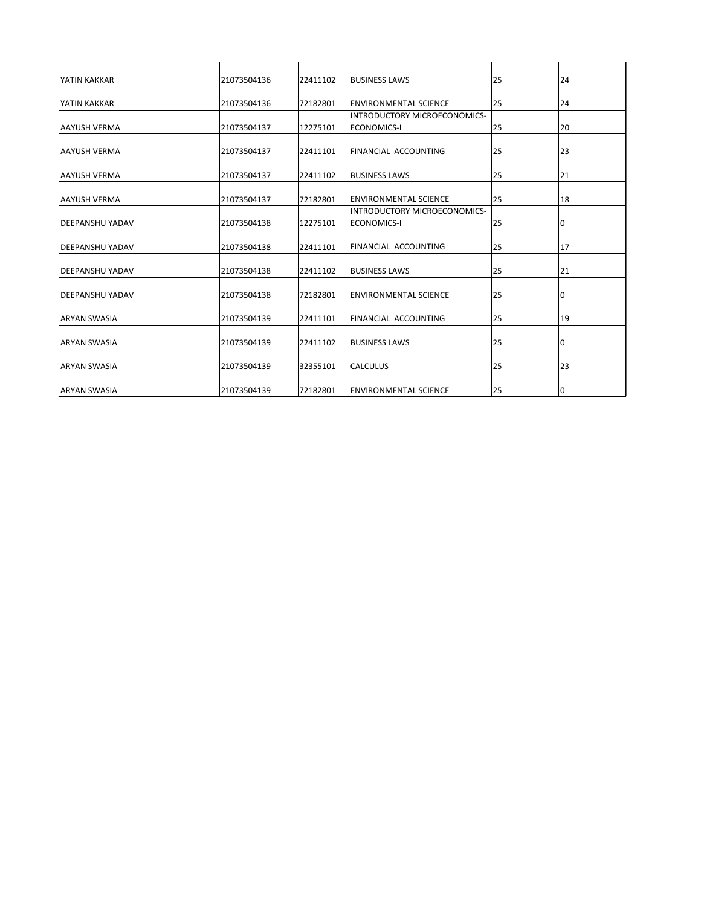| | | | | | |
|---|---|---|---|---|---|
| YATIN KAKKAR | 21073504136 | 22411102 | BUSINESS LAWS | 25 | 24 |
| YATIN KAKKAR | 21073504136 | 72182801 | ENVIRONMENTAL SCIENCE | 25 | 24 |
| AAYUSH VERMA | 21073504137 | 12275101 | INTRODUCTORY MICROECONOMICS-ECONOMICS-I | 25 | 20 |
| AAYUSH VERMA | 21073504137 | 22411101 | FINANCIAL ACCOUNTING | 25 | 23 |
| AAYUSH VERMA | 21073504137 | 22411102 | BUSINESS LAWS | 25 | 21 |
| AAYUSH VERMA | 21073504137 | 72182801 | ENVIRONMENTAL SCIENCE | 25 | 18 |
| DEEPANSHU YADAV | 21073504138 | 12275101 | INTRODUCTORY MICROECONOMICS-ECONOMICS-I | 25 | 0 |
| DEEPANSHU YADAV | 21073504138 | 22411101 | FINANCIAL ACCOUNTING | 25 | 17 |
| DEEPANSHU YADAV | 21073504138 | 22411102 | BUSINESS LAWS | 25 | 21 |
| DEEPANSHU YADAV | 21073504138 | 72182801 | ENVIRONMENTAL SCIENCE | 25 | 0 |
| ARYAN SWASIA | 21073504139 | 22411101 | FINANCIAL ACCOUNTING | 25 | 19 |
| ARYAN SWASIA | 21073504139 | 22411102 | BUSINESS LAWS | 25 | 0 |
| ARYAN SWASIA | 21073504139 | 32355101 | CALCULUS | 25 | 23 |
| ARYAN SWASIA | 21073504139 | 72182801 | ENVIRONMENTAL SCIENCE | 25 | 0 |